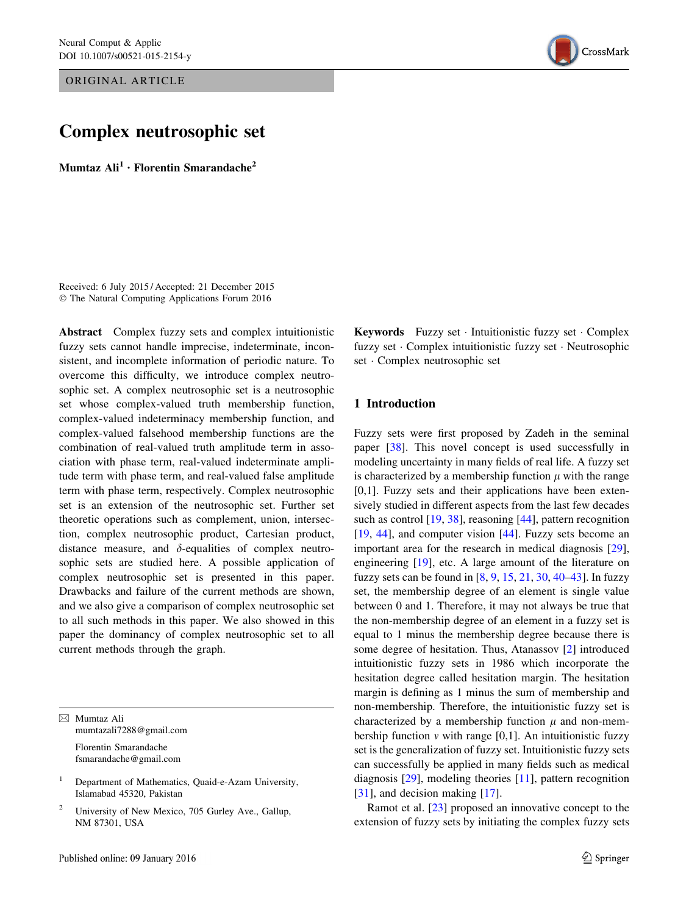ORIGINAL ARTICLE

# Complex neutrosophic set

**Mumtaz Ali[1] · Florentin Smarandache[2]**

Received: 6 July 2015 / Accepted: 21 December 2015
© The Natural Computing Applications Forum 2016

**Abstract** Complex fuzzy sets and complex intuitionistic fuzzy sets cannot handle imprecise, indeterminate, inconsistent, and incomplete information of periodic nature. To overcome this difficulty, we introduce complex neutrosophic set. A complex neutrosophic set is a neutrosophic set whose complex-valued truth membership function, complex-valued indeterminacy membership function, and complex-valued falsehood membership functions are the combination of real-valued truth amplitude term in association with phase term, real-valued indeterminate amplitude term with phase term, and real-valued false amplitude term with phase term, respectively. Complex neutrosophic set is an extension of the neutrosophic set. Further set theoretic operations such as complement, union, intersection, complex neutrosophic product, Cartesian product, distance measure, and $\delta$-equalities of complex neutrosophic sets are studied here. A possible application of complex neutrosophic set is presented in this paper. Drawbacks and failure of the current methods are shown, and we also give a comparison of complex neutrosophic set to all such methods in this paper. We also showed in this paper the dominancy of complex neutrosophic set to all current methods through the graph.

**Keywords** Fuzzy set · Intuitionistic fuzzy set · Complex fuzzy set · Complex intuitionistic fuzzy set · Neutrosophic set · Complex neutrosophic set

✉ Mumtaz Ali
mumtazali7288@gmail.com

Florentin Smarandache
fsmarandache@gmail.com

[1] Department of Mathematics, Quaid-e-Azam University, Islamabad 45320, Pakistan

[2] University of New Mexico, 705 Gurley Ave., Gallup, NM 87301, USA

## 1 Introduction

Fuzzy sets were first proposed by Zadeh in the seminal paper [38]. This novel concept is used successfully in modeling uncertainty in many fields of real life. A fuzzy set is characterized by a membership function $\mu$ with the range [0,1]. Fuzzy sets and their applications have been extensively studied in different aspects from the last few decades such as control [19, 38], reasoning [44], pattern recognition [19, 44], and computer vision [44]. Fuzzy sets become an important area for the research in medical diagnosis [29], engineering [19], etc. A large amount of the literature on fuzzy sets can be found in [8, 9, 15, 21, 30, 40–43]. In fuzzy set, the membership degree of an element is single value between 0 and 1. Therefore, it may not always be true that the non-membership degree of an element in a fuzzy set is equal to 1 minus the membership degree because there is some degree of hesitation. Thus, Atanassov [2] introduced intuitionistic fuzzy sets in 1986 which incorporate the hesitation degree called hesitation margin. The hesitation margin is defining as 1 minus the sum of membership and non-membership. Therefore, the intuitionistic fuzzy set is characterized by a membership function $\mu$ and non-membership function $\nu$ with range [0,1]. An intuitionistic fuzzy set is the generalization of fuzzy set. Intuitionistic fuzzy sets can successfully be applied in many fields such as medical diagnosis [29], modeling theories [11], pattern recognition [31], and decision making [17].

Ramot et al. [23] proposed an innovative concept to the extension of fuzzy sets by initiating the complex fuzzy sets

Published online: 09 January 2016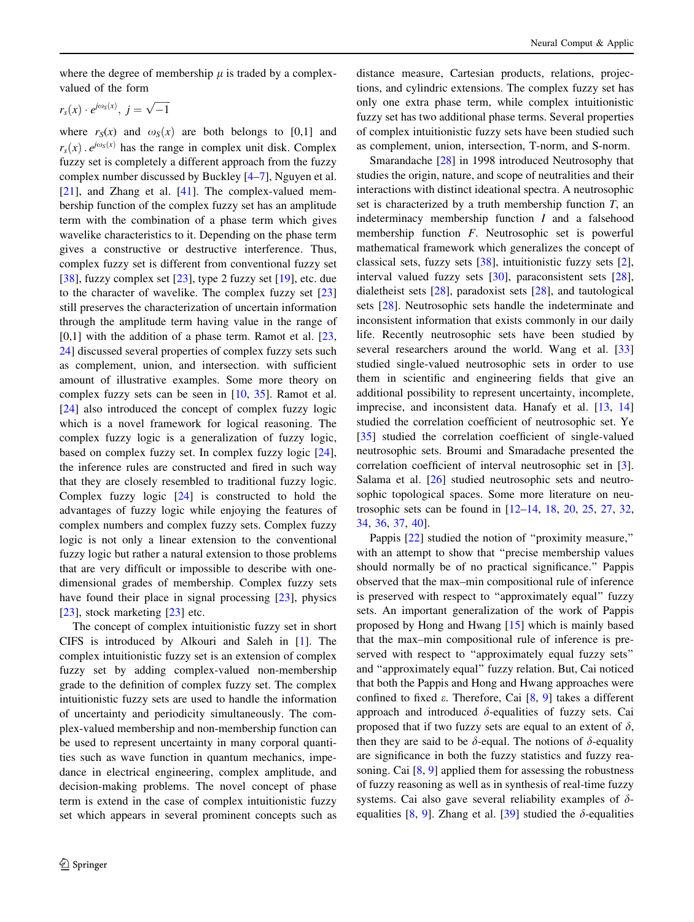where the degree of membership $\mu$ is traded by a complex-valued of the form

$$r_s(x) \cdot e^{j\omega_S(x)},\ j = \sqrt{-1}$$

where $r_S(x)$ and $\omega_S(x)$ are both belongs to [0,1] and $r_s(x) \cdot e^{j\omega_S(x)}$ has the range in complex unit disk. Complex fuzzy set is completely a different approach from the fuzzy complex number discussed by Buckley [4–7], Nguyen et al. [21], and Zhang et al. [41]. The complex-valued membership function of the complex fuzzy set has an amplitude term with the combination of a phase term which gives wavelike characteristics to it. Depending on the phase term gives a constructive or destructive interference. Thus, complex fuzzy set is different from conventional fuzzy set [38], fuzzy complex set [23], type 2 fuzzy set [19], etc. due to the character of wavelike. The complex fuzzy set [23] still preserves the characterization of uncertain information through the amplitude term having value in the range of [0,1] with the addition of a phase term. Ramot et al. [23, 24] discussed several properties of complex fuzzy sets such as complement, union, and intersection. with sufficient amount of illustrative examples. Some more theory on complex fuzzy sets can be seen in [10, 35]. Ramot et al. [24] also introduced the concept of complex fuzzy logic which is a novel framework for logical reasoning. The complex fuzzy logic is a generalization of fuzzy logic, based on complex fuzzy set. In complex fuzzy logic [24], the inference rules are constructed and fired in such way that they are closely resembled to traditional fuzzy logic. Complex fuzzy logic [24] is constructed to hold the advantages of fuzzy logic while enjoying the features of complex numbers and complex fuzzy sets. Complex fuzzy logic is not only a linear extension to the conventional fuzzy logic but rather a natural extension to those problems that are very difficult or impossible to describe with one-dimensional grades of membership. Complex fuzzy sets have found their place in signal processing [23], physics [23], stock marketing [23] etc.

The concept of complex intuitionistic fuzzy set in short CIFS is introduced by Alkouri and Saleh in [1]. The complex intuitionistic fuzzy set is an extension of complex fuzzy set by adding complex-valued non-membership grade to the definition of complex fuzzy set. The complex intuitionistic fuzzy sets are used to handle the information of uncertainty and periodicity simultaneously. The complex-valued membership and non-membership function can be used to represent uncertainty in many corporal quantities such as wave function in quantum mechanics, impedance in electrical engineering, complex amplitude, and decision-making problems. The novel concept of phase term is extend in the case of complex intuitionistic fuzzy set which appears in several prominent concepts such as distance measure, Cartesian products, relations, projections, and cylindric extensions. The complex fuzzy set has only one extra phase term, while complex intuitionistic fuzzy set has two additional phase terms. Several properties of complex intuitionistic fuzzy sets have been studied such as complement, union, intersection, T-norm, and S-norm.

Smarandache [28] in 1998 introduced Neutrosophy that studies the origin, nature, and scope of neutralities and their interactions with distinct ideational spectra. A neutrosophic set is characterized by a truth membership function $T$, an indeterminacy membership function $I$ and a falsehood membership function $F$. Neutrosophic set is powerful mathematical framework which generalizes the concept of classical sets, fuzzy sets [38], intuitionistic fuzzy sets [2], interval valued fuzzy sets [30], paraconsistent sets [28], dialetheist sets [28], paradoxist sets [28], and tautological sets [28]. Neutrosophic sets handle the indeterminate and inconsistent information that exists commonly in our daily life. Recently neutrosophic sets have been studied by several researchers around the world. Wang et al. [33] studied single-valued neutrosophic sets in order to use them in scientific and engineering fields that give an additional possibility to represent uncertainty, incomplete, imprecise, and inconsistent data. Hanafy et al. [13, 14] studied the correlation coefficient of neutrosophic set. Ye [35] studied the correlation coefficient of single-valued neutrosophic sets. Broumi and Smaradache presented the correlation coefficient of interval neutrosophic set in [3]. Salama et al. [26] studied neutrosophic sets and neutrosophic topological spaces. Some more literature on neutrosophic sets can be found in [12–14, 18, 20, 25, 27, 32, 34, 36, 37, 40].

Pappis [22] studied the notion of "proximity measure," with an attempt to show that "precise membership values should normally be of no practical significance." Pappis observed that the max–min compositional rule of inference is preserved with respect to "approximately equal" fuzzy sets. An important generalization of the work of Pappis proposed by Hong and Hwang [15] which is mainly based that the max–min compositional rule of inference is preserved with respect to "approximately equal fuzzy sets" and "approximately equal" fuzzy relation. But, Cai noticed that both the Pappis and Hong and Hwang approaches were confined to fixed ε. Therefore, Cai [8, 9] takes a different approach and introduced $\delta$-equalities of fuzzy sets. Cai proposed that if two fuzzy sets are equal to an extent of $\delta$, then they are said to be $\delta$-equal. The notions of $\delta$-equality are significance in both the fuzzy statistics and fuzzy reasoning. Cai [8, 9] applied them for assessing the robustness of fuzzy reasoning as well as in synthesis of real-time fuzzy systems. Cai also gave several reliability examples of $\delta$-equalities [8, 9]. Zhang et al. [39] studied the $\delta$-equalities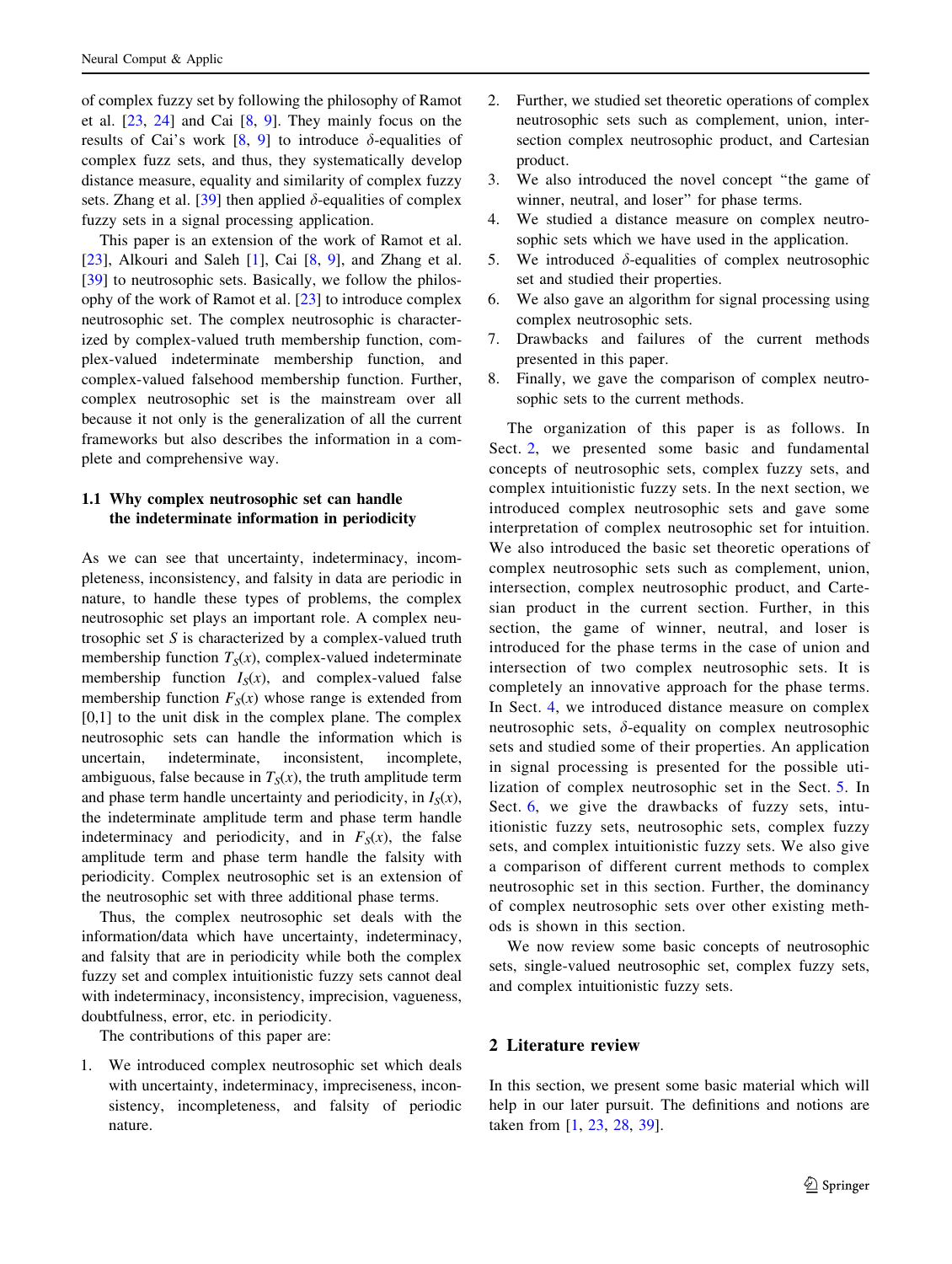of complex fuzzy set by following the philosophy of Ramot et al. [23, 24] and Cai [8, 9]. They mainly focus on the results of Cai's work [8, 9] to introduce $\delta$-equalities of complex fuzz sets, and thus, they systematically develop distance measure, equality and similarity of complex fuzzy sets. Zhang et al. [39] then applied $\delta$-equalities of complex fuzzy sets in a signal processing application.

This paper is an extension of the work of Ramot et al. [23], Alkouri and Saleh [1], Cai [8, 9], and Zhang et al. [39] to neutrosophic sets. Basically, we follow the philosophy of the work of Ramot et al. [23] to introduce complex neutrosophic set. The complex neutrosophic is characterized by complex-valued truth membership function, complex-valued indeterminate membership function, and complex-valued falsehood membership function. Further, complex neutrosophic set is the mainstream over all because it not only is the generalization of all the current frameworks but also describes the information in a complete and comprehensive way.

### 1.1 Why complex neutrosophic set can handle the indeterminate information in periodicity

As we can see that uncertainty, indeterminacy, incompleteness, inconsistency, and falsity in data are periodic in nature, to handle these types of problems, the complex neutrosophic set plays an important role. A complex neutrosophic set $S$ is characterized by a complex-valued truth membership function $T_S(x)$, complex-valued indeterminate membership function $I_S(x)$, and complex-valued false membership function $F_S(x)$ whose range is extended from [0,1] to the unit disk in the complex plane. The complex neutrosophic sets can handle the information which is uncertain, indeterminate, inconsistent, incomplete, ambiguous, false because in $T_S(x)$, the truth amplitude term and phase term handle uncertainty and periodicity, in $I_S(x)$, the indeterminate amplitude term and phase term handle indeterminacy and periodicity, and in $F_S(x)$, the false amplitude term and phase term handle the falsity with periodicity. Complex neutrosophic set is an extension of the neutrosophic set with three additional phase terms.

Thus, the complex neutrosophic set deals with the information/data which have uncertainty, indeterminacy, and falsity that are in periodicity while both the complex fuzzy set and complex intuitionistic fuzzy sets cannot deal with indeterminacy, inconsistency, imprecision, vagueness, doubtfulness, error, etc. in periodicity.

The contributions of this paper are:

1. We introduced complex neutrosophic set which deals with uncertainty, indeterminacy, impreciseness, inconsistency, incompleteness, and falsity of periodic nature.
2. Further, we studied set theoretic operations of complex neutrosophic sets such as complement, union, intersection complex neutrosophic product, and Cartesian product.
3. We also introduced the novel concept "the game of winner, neutral, and loser" for phase terms.
4. We studied a distance measure on complex neutrosophic sets which we have used in the application.
5. We introduced $\delta$-equalities of complex neutrosophic set and studied their properties.
6. We also gave an algorithm for signal processing using complex neutrosophic sets.
7. Drawbacks and failures of the current methods presented in this paper.
8. Finally, we gave the comparison of complex neutrosophic sets to the current methods.

The organization of this paper is as follows. In Sect. 2, we presented some basic and fundamental concepts of neutrosophic sets, complex fuzzy sets, and complex intuitionistic fuzzy sets. In the next section, we introduced complex neutrosophic sets and gave some interpretation of complex neutrosophic set for intuition. We also introduced the basic set theoretic operations of complex neutrosophic sets such as complement, union, intersection, complex neutrosophic product, and Cartesian product in the current section. Further, in this section, the game of winner, neutral, and loser is introduced for the phase terms in the case of union and intersection of two complex neutrosophic sets. It is completely an innovative approach for the phase terms. In Sect. 4, we introduced distance measure on complex neutrosophic sets, $\delta$-equality on complex neutrosophic sets and studied some of their properties. An application in signal processing is presented for the possible utilization of complex neutrosophic set in the Sect. 5. In Sect. 6, we give the drawbacks of fuzzy sets, intuitionistic fuzzy sets, neutrosophic sets, complex fuzzy sets, and complex intuitionistic fuzzy sets. We also give a comparison of different current methods to complex neutrosophic set in this section. Further, the dominancy of complex neutrosophic sets over other existing methods is shown in this section.

We now review some basic concepts of neutrosophic sets, single-valued neutrosophic set, complex fuzzy sets, and complex intuitionistic fuzzy sets.

## 2 Literature review

In this section, we present some basic material which will help in our later pursuit. The definitions and notions are taken from [1, 23, 28, 39].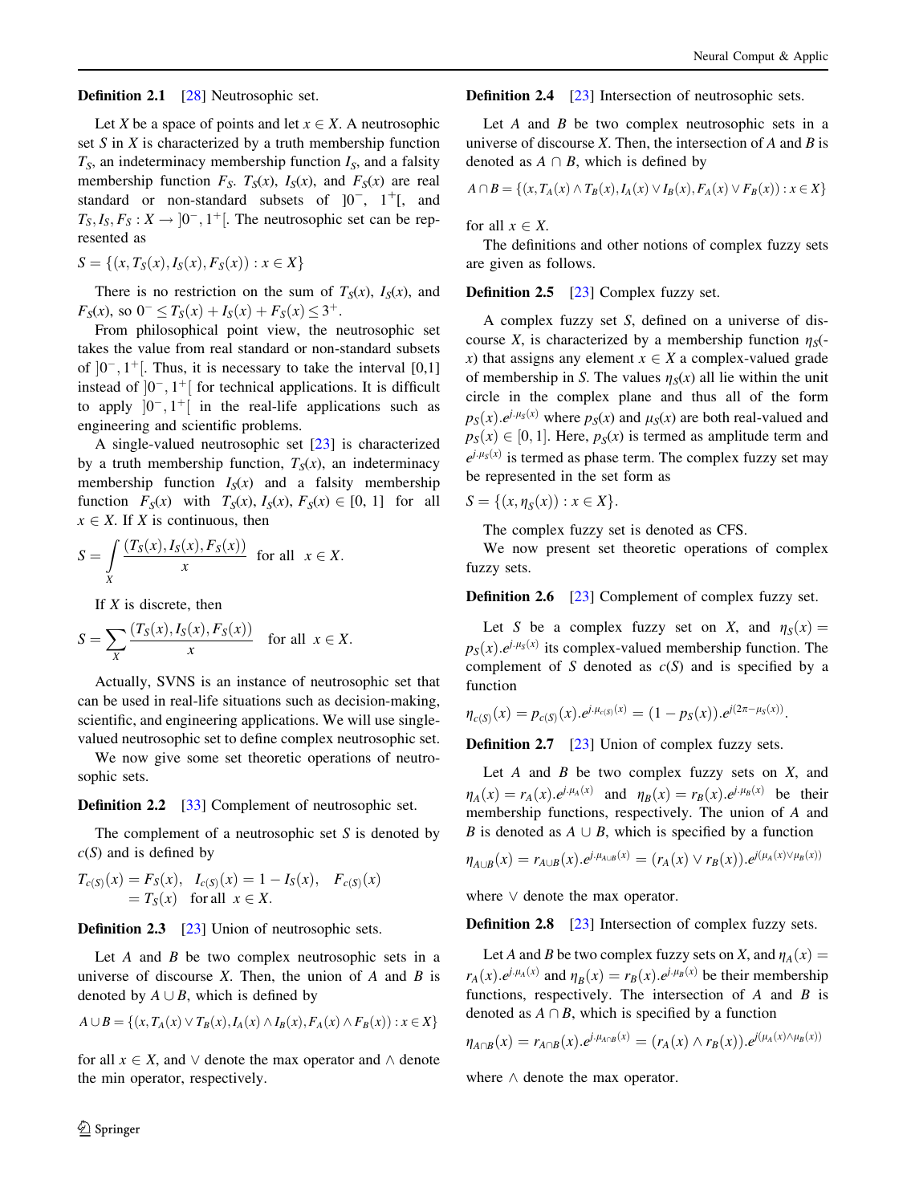**Definition 2.1** [28] Neutrosophic set.

Let $X$ be a space of points and let $x \in X$. A neutrosophic set $S$ in $X$ is characterized by a truth membership function $T_S$, an indeterminacy membership function $I_S$, and a falsity membership function $F_S$. $T_S(x)$, $I_S(x)$, and $F_S(x)$ are real standard or non-standard subsets of $]0^-, 1^+[$, and $T_S, I_S, F_S : X \rightarrow ]0^-, 1^+[$. The neutrosophic set can be represented as

$$S = \{(x, T_S(x), I_S(x), F_S(x)) : x \in X\}$$

There is no restriction on the sum of $T_S(x)$, $I_S(x)$, and $F_S(x)$, so $0^- \leq T_S(x) + I_S(x) + F_S(x) \leq 3^+$.

From philosophical point view, the neutrosophic set takes the value from real standard or non-standard subsets of $]0^-, 1^+[$. Thus, it is necessary to take the interval [0,1] instead of $]0^-, 1^+[$ for technical applications. It is difficult to apply $]0^-, 1^+[$ in the real-life applications such as engineering and scientific problems.

A single-valued neutrosophic set [23] is characterized by a truth membership function, $T_S(x)$, an indeterminacy membership function $I_S(x)$ and a falsity membership function $F_S(x)$ with $T_S(x), I_S(x), F_S(x) \in [0, 1]$ for all $x \in X$. If $X$ is continuous, then

$$S = \int_X \frac{(T_S(x), I_S(x), F_S(x))}{x} \quad \text{for all} \quad x \in X.$$

If $X$ is discrete, then

$$S = \sum_X \frac{(T_S(x), I_S(x), F_S(x))}{x} \quad \text{for all} \quad x \in X.$$

Actually, SVNS is an instance of neutrosophic set that can be used in real-life situations such as decision-making, scientific, and engineering applications. We will use single-valued neutrosophic set to define complex neutrosophic set.

We now give some set theoretic operations of neutrosophic sets.

**Definition 2.2** [33] Complement of neutrosophic set.

The complement of a neutrosophic set $S$ is denoted by $c(S)$ and is defined by

$$T_{c(S)}(x) = F_S(x), \quad I_{c(S)}(x) = 1 - I_S(x), \quad F_{c(S)}(x) = T_S(x) \quad \text{for all} \quad x \in X.$$

**Definition 2.3** [23] Union of neutrosophic sets.

Let $A$ and $B$ be two complex neutrosophic sets in a universe of discourse $X$. Then, the union of $A$ and $B$ is denoted by $A \cup B$, which is defined by

$$A \cup B = \{(x, T_A(x) \vee T_B(x), I_A(x) \wedge I_B(x), F_A(x) \wedge F_B(x)) : x \in X\}$$

for all $x \in X$, and $\vee$ denote the max operator and $\wedge$ denote the min operator, respectively.

**Definition 2.4** [23] Intersection of neutrosophic sets.

Let $A$ and $B$ be two complex neutrosophic sets in a universe of discourse $X$. Then, the intersection of $A$ and $B$ is denoted by $A \cap B$, which is defined by

$$A \cap B = \{(x, T_A(x) \wedge T_B(x), I_A(x) \vee I_B(x), F_A(x) \vee F_B(x)) : x \in X\}$$

for all $x \in X$.

The definitions and other notions of complex fuzzy sets are given as follows.

**Definition 2.5** [23] Complex fuzzy set.

A complex fuzzy set $S$, defined on a universe of discourse $X$, is characterized by a membership function $\eta_S(x)$ that assigns any element $x \in X$ a complex-valued grade of membership in $S$. The values $\eta_S(x)$ all lie within the unit circle in the complex plane and thus all of the form $p_S(x).e^{j.\mu_S(x)}$ where $p_S(x)$ and $\mu_S(x)$ are both real-valued and $p_S(x) \in [0, 1]$. Here, $p_S(x)$ is termed as amplitude term and $e^{j.\mu_S(x)}$ is termed as phase term. The complex fuzzy set may be represented in the set form as

$$S = \{(x, \eta_S(x)) : x \in X\}.$$

The complex fuzzy set is denoted as CFS.

We now present set theoretic operations of complex fuzzy sets.

**Definition 2.6** [23] Complement of complex fuzzy set.

Let $S$ be a complex fuzzy set on $X$, and $\eta_S(x) = p_S(x).e^{j.\mu_S(x)}$ its complex-valued membership function. The complement of $S$ denoted as $c(S)$ and is specified by a function

$$\eta_{c(S)}(x) = p_{c(S)}(x).e^{j.\mu_{c(S)}(x)} = (1 - p_S(x)).e^{j(2\pi - \mu_S(x))}.$$

**Definition 2.7** [23] Union of complex fuzzy sets.

Let $A$ and $B$ be two complex fuzzy sets on $X$, and $\eta_A(x) = r_A(x).e^{j.\mu_A(x)}$ and $\eta_B(x) = r_B(x).e^{j.\mu_B(x)}$ be their membership functions, respectively. The union of $A$ and $B$ is denoted as $A \cup B$, which is specified by a function

$$\eta_{A \cup B}(x) = r_{A \cup B}(x).e^{j.\mu_{A \cup B}(x)} = (r_A(x) \vee r_B(x)).e^{j(\mu_A(x) \vee \mu_B(x))}$$

where $\vee$ denote the max operator.

**Definition 2.8** [23] Intersection of complex fuzzy sets.

Let $A$ and $B$ be two complex fuzzy sets on $X$, and $\eta_A(x) = r_A(x).e^{j.\mu_A(x)}$ and $\eta_B(x) = r_B(x).e^{j.\mu_B(x)}$ be their membership functions, respectively. The intersection of $A$ and $B$ is denoted as $A \cap B$, which is specified by a function

$$\eta_{A \cap B}(x) = r_{A \cap B}(x).e^{j.\mu_{A \cap B}(x)} = (r_A(x) \wedge r_B(x)).e^{j(\mu_A(x) \wedge \mu_B(x))}$$

where $\wedge$ denote the max operator.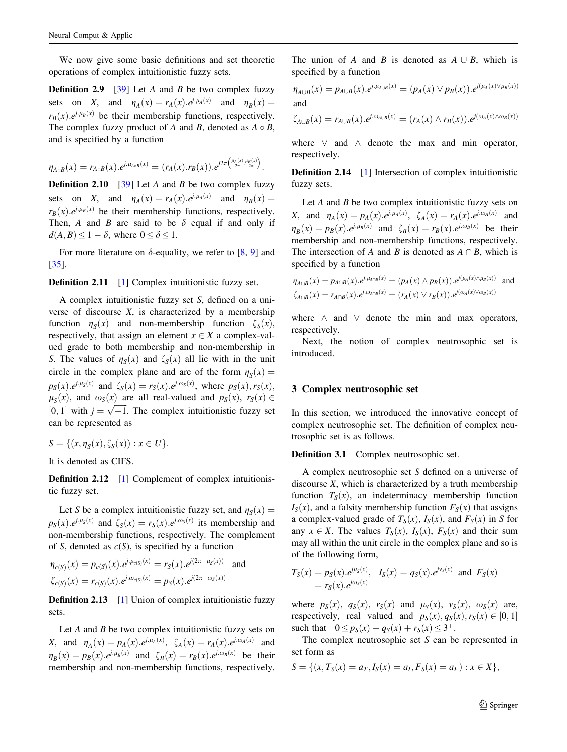We now give some basic definitions and set theoretic operations of complex intuitionistic fuzzy sets.

**Definition 2.9** [39] Let $A$ and $B$ be two complex fuzzy sets on $X$, and $\eta_A(x) = r_A(x).e^{j.\mu_A(x)}$ and $\eta_B(x) = r_B(x).e^{j.\mu_B(x)}$ be their membership functions, respectively. The complex fuzzy product of $A$ and $B$, denoted as $A \circ B$, and is specified by a function

$$\eta_{A\circ B}(x) = r_{A\circ B}(x).e^{j.\mu_{A\circ B}(x)} = (r_A(x).r_B(x)).e^{j2\pi\left(\frac{\mu_A(x)}{2\pi}.\frac{\mu_B(x)}{2\pi}\right)}.$$

**Definition 2.10** [39] Let $A$ and $B$ be two complex fuzzy sets on $X$, and $\eta_A(x) = r_A(x).e^{j.\mu_A(x)}$ and $\eta_B(x) = r_B(x).e^{j.\mu_B(x)}$ be their membership functions, respectively. Then, $A$ and $B$ are said to be $\delta$ equal if and only if $d(A, B) \leq 1 - \delta$, where $0 \leq \delta \leq 1$.

For more literature on $\delta$-equality, we refer to [8, 9] and [35].

**Definition 2.11** [1] Complex intuitionistic fuzzy set.

A complex intuitionistic fuzzy set $S$, defined on a universe of discourse $X$, is characterized by a membership function $\eta_S(x)$ and non-membership function $\zeta_S(x)$, respectively, that assign an element $x \in X$ a complex-valued grade to both membership and non-membership in $S$. The values of $\eta_S(x)$ and $\zeta_S(x)$ all lie with in the unit circle in the complex plane and are of the form $\eta_S(x) = p_S(x).e^{j.\mu_S(x)}$ and $\zeta_S(x) = r_S(x).e^{j.\omega_S(x)}$, where $p_S(x)$, $r_S(x)$, $\mu_S(x)$, and $\omega_S(x)$ are all real-valued and $p_S(x)$, $r_S(x) \in [0, 1]$ with $j = \sqrt{-1}$. The complex intuitionistic fuzzy set can be represented as

$$S = \{(x, \eta_S(x), \zeta_S(x)) : x \in U\}.$$

It is denoted as CIFS.

**Definition 2.12** [1] Complement of complex intuitionistic fuzzy set.

Let $S$ be a complex intuitionistic fuzzy set, and $\eta_S(x) = p_S(x).e^{j.\mu_S(x)}$ and $\zeta_S(x) = r_S(x).e^{j.\omega_S(x)}$ its membership and non-membership functions, respectively. The complement of $S$, denoted as $c(S)$, is specified by a function

$$\eta_{c(S)}(x) = p_{c(S)}(x).e^{j.\mu_{c(S)}(x)} = r_S(x).e^{j(2\pi - \mu_S(x))} \quad \text{and}$$
$$\zeta_{c(S)}(x) = r_{c(S)}(x).e^{j.\omega_{c(S)}(x)} = p_S(x).e^{j(2\pi - \omega_S(x))}$$

**Definition 2.13** [1] Union of complex intuitionistic fuzzy sets.

Let $A$ and $B$ be two complex intuitionistic fuzzy sets on $X$, and $\eta_A(x) = p_A(x).e^{j.\mu_A(x)}$, $\zeta_A(x) = r_A(x).e^{j.\omega_A(x)}$ and $\eta_B(x) = p_B(x).e^{j.\mu_B(x)}$ and $\zeta_B(x) = r_B(x).e^{j.\omega_B(x)}$ be their membership and non-membership functions, respectively. The union of $A$ and $B$ is denoted as $A \cup B$, which is specified by a function

$$\eta_{A\cup B}(x) = p_{A\cup B}(x).e^{j.\mu_{A\cup B}(x)} = (p_A(x) \vee p_B(x)).e^{j(\mu_A(x) \vee \mu_B(x))}$$

and

$$\zeta_{A\cup B}(x) = r_{A\cup B}(x).e^{j.\omega_{A\cup B}(x)} = (r_A(x) \wedge r_B(x)).e^{j(\omega_A(x) \wedge \omega_B(x))}$$

where $\vee$ and $\wedge$ denote the max and min operator, respectively.

**Definition 2.14** [1] Intersection of complex intuitionistic fuzzy sets.

Let $A$ and $B$ be two complex intuitionistic fuzzy sets on $X$, and $\eta_A(x) = p_A(x).e^{j.\mu_A(x)}$, $\zeta_A(x) = r_A(x).e^{j.\omega_A(x)}$ and $\eta_B(x) = p_B(x).e^{j.\mu_B(x)}$ and $\zeta_B(x) = r_B(x).e^{j.\omega_B(x)}$ be their membership and non-membership functions, respectively. The intersection of $A$ and $B$ is denoted as $A \cap B$, which is specified by a function

$$\eta_{A\cap B}(x) = p_{A\cap B}(x).e^{j.\mu_{A\cap B}(x)} = (p_A(x) \wedge p_B(x)).e^{j(\mu_A(x) \wedge \mu_B(x))} \quad \text{and}$$
$$\zeta_{A\cap B}(x) = r_{A\cap B}(x).e^{j.\omega_{A\cap B}(x)} = (r_A(x) \vee r_B(x)).e^{j(\omega_A(x) \vee \omega_B(x))}$$

where $\wedge$ and $\vee$ denote the min and max operators, respectively.

Next, the notion of complex neutrosophic set is introduced.

## 3 Complex neutrosophic set

In this section, we introduced the innovative concept of complex neutrosophic set. The definition of complex neutrosophic set is as follows.

**Definition 3.1** Complex neutrosophic set.

A complex neutrosophic set $S$ defined on a universe of discourse $X$, which is characterized by a truth membership function $T_S(x)$, an indeterminacy membership function $I_S(x)$, and a falsity membership function $F_S(x)$ that assigns a complex-valued grade of $T_S(x)$, $I_S(x)$, and $F_S(x)$ in $S$ for any $x \in X$. The values $T_S(x)$, $I_S(x)$, $F_S(x)$ and their sum may all within the unit circle in the complex plane and so is of the following form,

$$T_S(x) = p_S(x).e^{j\mu_S(x)}, \quad I_S(x) = q_S(x).e^{j\nu_S(x)} \text{ and } F_S(x) = r_S(x).e^{j\omega_S(x)}$$

where $p_S(x)$, $q_S(x)$, $r_S(x)$ and $\mu_S(x)$, $\nu_S(x)$, $\omega_S(x)$ are, respectively, real valued and $p_S(x), q_S(x), r_S(x) \in [0, 1]$ such that ${}^{-}0 \leq p_S(x) + q_S(x) + r_S(x) \leq 3^{+}$.

The complex neutrosophic set $S$ can be represented in set form as

$$S = \{(x, T_S(x) = a_T, I_S(x) = a_I, F_S(x) = a_F) : x \in X\},$$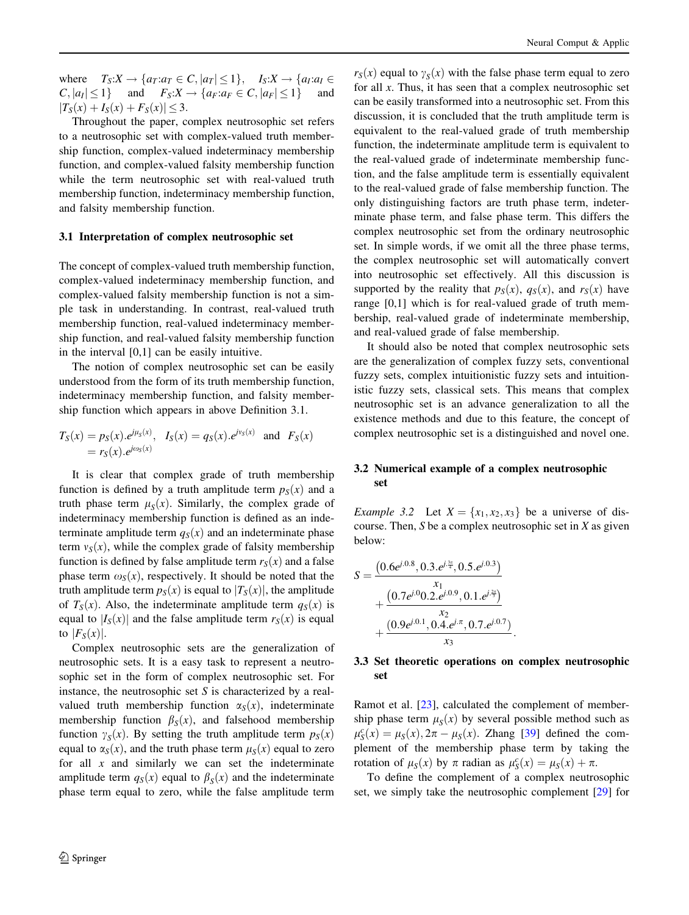where $T_S:X \rightarrow \{a_T:a_T \in C, |a_T| \leq 1\}$, $I_S:X \rightarrow \{a_I:a_I \in C, |a_I| \leq 1\}$ and $F_S:X \rightarrow \{a_F:a_F \in C, |a_F| \leq 1\}$ and $|T_S(x) + I_S(x) + F_S(x)| \leq 3$.

Throughout the paper, complex neutrosophic set refers to a neutrosophic set with complex-valued truth membership function, complex-valued indeterminacy membership function, and complex-valued falsity membership function while the term neutrosophic set with real-valued truth membership function, indeterminacy membership function, and falsity membership function.

### 3.1 Interpretation of complex neutrosophic set

The concept of complex-valued truth membership function, complex-valued indeterminacy membership function, and complex-valued falsity membership function is not a simple task in understanding. In contrast, real-valued truth membership function, real-valued indeterminacy membership function, and real-valued falsity membership function in the interval [0,1] can be easily intuitive.

The notion of complex neutrosophic set can be easily understood from the form of its truth membership function, indeterminacy membership function, and falsity membership function which appears in above Definition 3.1.

$$T_S(x) = p_S(x).e^{j\mu_S(x)}, \quad I_S(x) = q_S(x).e^{j\nu_S(x)} \quad \text{and} \quad F_S(x) = r_S(x).e^{j\omega_S(x)}$$

It is clear that complex grade of truth membership function is defined by a truth amplitude term $p_S(x)$ and a truth phase term $\mu_S(x)$. Similarly, the complex grade of indeterminacy membership function is defined as an indeterminate amplitude term $q_S(x)$ and an indeterminate phase term $\nu_S(x)$, while the complex grade of falsity membership function is defined by false amplitude term $r_S(x)$ and a false phase term $\omega_S(x)$, respectively. It should be noted that the truth amplitude term $p_S(x)$ is equal to $|T_S(x)|$, the amplitude of $T_S(x)$. Also, the indeterminate amplitude term $q_S(x)$ is equal to $|I_S(x)|$ and the false amplitude term $r_S(x)$ is equal to $|F_S(x)|$.

Complex neutrosophic sets are the generalization of neutrosophic sets. It is a easy task to represent a neutrosophic set in the form of complex neutrosophic set. For instance, the neutrosophic set $S$ is characterized by a real-valued truth membership function $\alpha_S(x)$, indeterminate membership function $\beta_S(x)$, and falsehood membership function $\gamma_S(x)$. By setting the truth amplitude term $p_S(x)$ equal to $\alpha_S(x)$, and the truth phase term $\mu_S(x)$ equal to zero for all $x$ and similarly we can set the indeterminate amplitude term $q_S(x)$ equal to $\beta_S(x)$ and the indeterminate phase term equal to zero, while the false amplitude term $r_S(x)$ equal to $\gamma_S(x)$ with the false phase term equal to zero for all $x$. Thus, it has seen that a complex neutrosophic set can be easily transformed into a neutrosophic set. From this discussion, it is concluded that the truth amplitude term is equivalent to the real-valued grade of truth membership function, the indeterminate amplitude term is equivalent to the real-valued grade of indeterminate membership function, and the false amplitude term is essentially equivalent to the real-valued grade of false membership function. The only distinguishing factors are truth phase term, indeterminate phase term, and false phase term. This differs the complex neutrosophic set from the ordinary neutrosophic set. In simple words, if we omit all the three phase terms, the complex neutrosophic set will automatically convert into neutrosophic set effectively. All this discussion is supported by the reality that $p_S(x)$, $q_S(x)$, and $r_S(x)$ have range [0,1] which is for real-valued grade of truth membership, real-valued grade of indeterminate membership, and real-valued grade of false membership.

It should also be noted that complex neutrosophic sets are the generalization of complex fuzzy sets, conventional fuzzy sets, complex intuitionistic fuzzy sets and intuitionistic fuzzy sets, classical sets. This means that complex neutrosophic set is an advance generalization to all the existence methods and due to this feature, the concept of complex neutrosophic set is a distinguished and novel one.

### 3.2 Numerical example of a complex neutrosophic set

*Example 3.2* Let $X = \{x_1, x_2, x_3\}$ be a universe of discourse. Then, $S$ be a complex neutrosophic set in $X$ as given below:

$$S = \frac{\left(0.6e^{j.0.8}, 0.3.e^{j.\frac{3\pi}{4}}, 0.5.e^{j.0.3}\right)}{x_1} + \frac{\left(0.7e^{j.0}0.2.e^{j.0.9}, 0.1.e^{j.\frac{2\pi}{3}}\right)}{x_2} + \frac{\left(0.9e^{j.0.1}, 0.4.e^{j.\pi}, 0.7.e^{j.0.7}\right)}{x_3}.$$

### 3.3 Set theoretic operations on complex neutrosophic set

Ramot et al. [23], calculated the complement of membership phase term $\mu_S(x)$ by several possible method such as $\mu_S^c(x) = \mu_S(x), 2\pi - \mu_S(x)$. Zhang [39] defined the complement of the membership phase term by taking the rotation of $\mu_S(x)$ by $\pi$ radian as $\mu_S^c(x) = \mu_S(x) + \pi$.

To define the complement of a complex neutrosophic set, we simply take the neutrosophic complement [29] for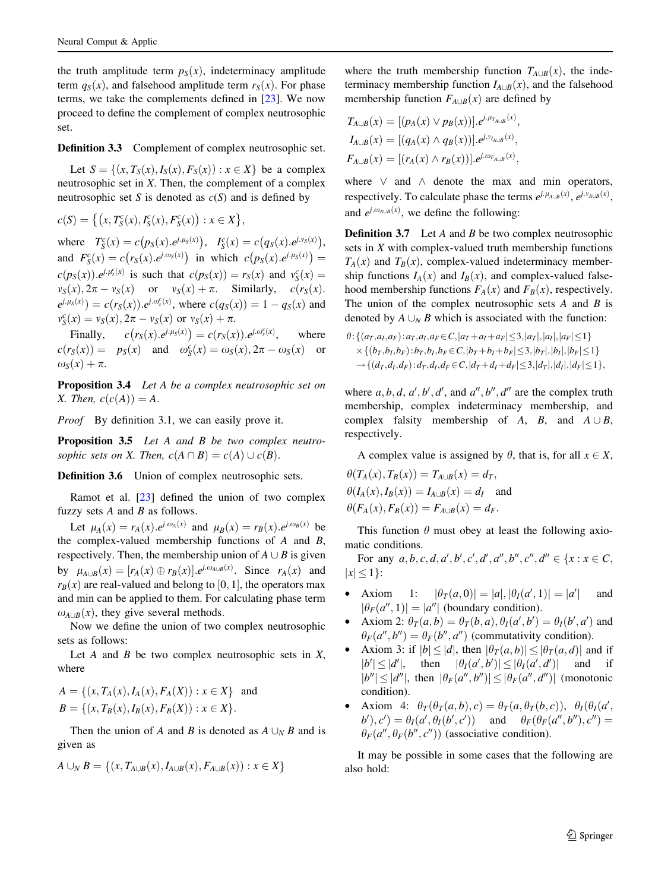the truth amplitude term $p_S(x)$, indeterminacy amplitude term $q_S(x)$, and falsehood amplitude term $r_S(x)$. For phase terms, we take the complements defined in [23]. We now proceed to define the complement of complex neutrosophic set.

**Definition 3.3** Complement of complex neutrosophic set.

Let $S = \{(x, T_S(x), I_S(x), F_S(x)) : x \in X\}$ be a complex neutrosophic set in $X$. Then, the complement of a complex neutrosophic set $S$ is denoted as $c(S)$ and is defined by

$$c(S) = \left\{\left(x, T_S^c(x), I_S^c(x), F_S^c(x)\right) : x \in X\right\},$$

where $T_S^c(x) = c\left(p_S(x).e^{j.\mu_S(x)}\right)$, $I_S^c(x) = c\left(q_S(x).e^{j.\nu_S(x)}\right)$, and $F_S^c(x) = c\left(r_S(x).e^{j.\omega_S(x)}\right)$ in which $c\left(p_S(x).e^{j.\mu_S(x)}\right) = c(p_S(x)).e^{j.\mu_s^c(x)}$ is such that $c(p_S(x)) = r_S(x)$ and $\nu_S^c(x) = \nu_S(x), 2\pi - \nu_S(x)$ or $\nu_S(x) + \pi$. Similarly, $c(r_S(x).e^{j.\mu_S(x)}) = c(r_S(x)).e^{j.\omega_s^c(x)}$, where $c(q_S(x)) = 1 - q_S(x)$ and $\nu_S^c(x) = \nu_S(x), 2\pi - \nu_S(x)$ or $\nu_S(x) + \pi$.

Finally, $c\left(r_S(x).e^{j.\mu_S(x)}\right) = c(r_S(x)).e^{j.\omega_s^c(x)}$, where $c(r_S(x)) = p_S(x)$ and $\omega_S^c(x) = \omega_S(x), 2\pi - \omega_S(x)$ or $\omega_S(x) + \pi$.

**Proposition 3.4** *Let $A$ be a complex neutrosophic set on $X$. Then, $c(c(A)) = A$.*

*Proof* By definition 3.1, we can easily prove it.

**Proposition 3.5** *Let $A$ and $B$ be two complex neutrosophic sets on $X$. Then, $c(A \cap B) = c(A) \cup c(B)$.*

**Definition 3.6** Union of complex neutrosophic sets.

Ramot et al. [23] defined the union of two complex fuzzy sets $A$ and $B$ as follows.

Let $\mu_A(x) = r_A(x).e^{j.\omega_A(x)}$ and $\mu_B(x) = r_B(x).e^{j.\omega_B(x)}$ be the complex-valued membership functions of $A$ and $B$, respectively. Then, the membership union of $A \cup B$ is given by $\mu_{A\cup B}(x) = [r_A(x) \oplus r_B(x)].e^{j.\omega_{A\cup B}(x)}$. Since $r_A(x)$ and $r_B(x)$ are real-valued and belong to $[0, 1]$, the operators max and min can be applied to them. For calculating phase term $\omega_{A\cup B}(x)$, they give several methods.

Now we define the union of two complex neutrosophic sets as follows:

Let $A$ and $B$ be two complex neutrosophic sets in $X$, where

$$A = \{(x, T_A(x), I_A(x), F_A(X)) : x \in X\} \quad \text{and}$$
$$B = \{(x, T_B(x), I_B(x), F_B(X)) : x \in X\}.$$

Then the union of $A$ and $B$ is denoted as $A \cup_N B$ and is given as

$$A \cup_N B = \{(x, T_{A\cup B}(x), I_{A\cup B}(x), F_{A\cup B}(x)) : x \in X\}$$

where the truth membership function $T_{A\cup B}(x)$, the indeterminacy membership function $I_{A\cup B}(x)$, and the falsehood membership function $F_{A\cup B}(x)$ are defined by

$$T_{A\cup B}(x) = [(p_A(x) \vee p_B(x))].e^{j.\mu_{T_{A\cup B}}(x)},$$
$$I_{A\cup B}(x) = [(q_A(x) \wedge q_B(x))].e^{j.\nu_{I_{A\cup B}}(x)},$$
$$F_{A\cup B}(x) = [(r_A(x) \wedge r_B(x))].e^{j.\omega_{F_{A\cup B}}(x)},$$

where $\vee$ and $\wedge$ denote the max and min operators, respectively. To calculate phase the terms $e^{j.\mu_{A\cup B}(x)}$, $e^{j.\nu_{A\cup B}(x)}$, and $e^{j.\omega_{A\cup B}(x)}$, we define the following:

**Definition 3.7** Let $A$ and $B$ be two complex neutrosophic sets in $X$ with complex-valued truth membership functions $T_A(x)$ and $T_B(x)$, complex-valued indeterminacy membership functions $I_A(x)$ and $I_B(x)$, and complex-valued falsehood membership functions $F_A(x)$ and $F_B(x)$, respectively. The union of the complex neutrosophic sets $A$ and $B$ is denoted by $A \cup_N B$ which is associated with the function:

$$\begin{aligned}\theta : &\{(a_T, a_I, a_F) : a_T, a_I, a_F \in C, |a_T + a_I + a_F| \leq 3, |a_T|, |a_I|, |a_F| \leq 1\} \\ &\times \{(b_T, b_I, b_F) : b_T, b_I, b_F \in C, |b_T + b_I + b_F| \leq 3, |b_T|, |b_I|, |b_F| \leq 1\} \\ &\to \{(d_T, d_I, d_F) : d_T, d_I, d_F \in C, |d_T + d_I + d_F| \leq 3, |d_T|, |d_I|, |d_F| \leq 1\},\end{aligned}$$

where $a, b, d$, $a', b', d'$, and $a'', b'', d''$ are the complex truth membership, complex indeterminacy membership, and complex falsity membership of $A$, $B$, and $A \cup B$, respectively.

A complex value is assigned by $\theta$, that is, for all $x \in X$,

$$\theta(T_A(x), T_B(x)) = T_{A\cup B}(x) = d_T,$$
$$\theta(I_A(x), I_B(x)) = I_{A\cup B}(x) = d_I \quad \text{and}$$
$$\theta(F_A(x), F_B(x)) = F_{A\cup B}(x) = d_F.$$

This function $\theta$ must obey at least the following axiomatic conditions.

For any $a, b, c, d, a', b', c', d', a'', b'', c'', d'' \in \{x : x \in C, |x| \leq 1\}$:

- Axiom 1: $|\theta_T(a, 0)| = |a|$, $|\theta_I(a', 1)| = |a'|$ and $|\theta_F(a'', 1)| = |a''|$ (boundary condition).
- Axiom 2: $\theta_T(a, b) = \theta_T(b, a)$, $\theta_I(a', b') = \theta_I(b', a')$ and $\theta_F(a'', b'') = \theta_F(b'', a'')$ (commutativity condition).
- Axiom 3: if $|b| \leq |d|$, then $|\theta_T(a, b)| \leq |\theta_T(a, d)|$ and if $|b'| \leq |d'|$, then $|\theta_I(a', b')| \leq |\theta_I(a', d')|$ and if $|b''| \leq |d''|$, then $|\theta_F(a'', b'')| \leq |\theta_F(a'', d'')|$ (monotonic condition).
- Axiom 4: $\theta_T(\theta_T(a, b), c) = \theta_T(a, \theta_T(b, c))$, $\theta_I(\theta_I(a', b'), c') = \theta_I(a', \theta_I(b', c'))$ and $\theta_F(\theta_F(a'', b''), c'') = \theta_F(a'', \theta_F(b'', c''))$ (associative condition).

It may be possible in some cases that the following are also hold: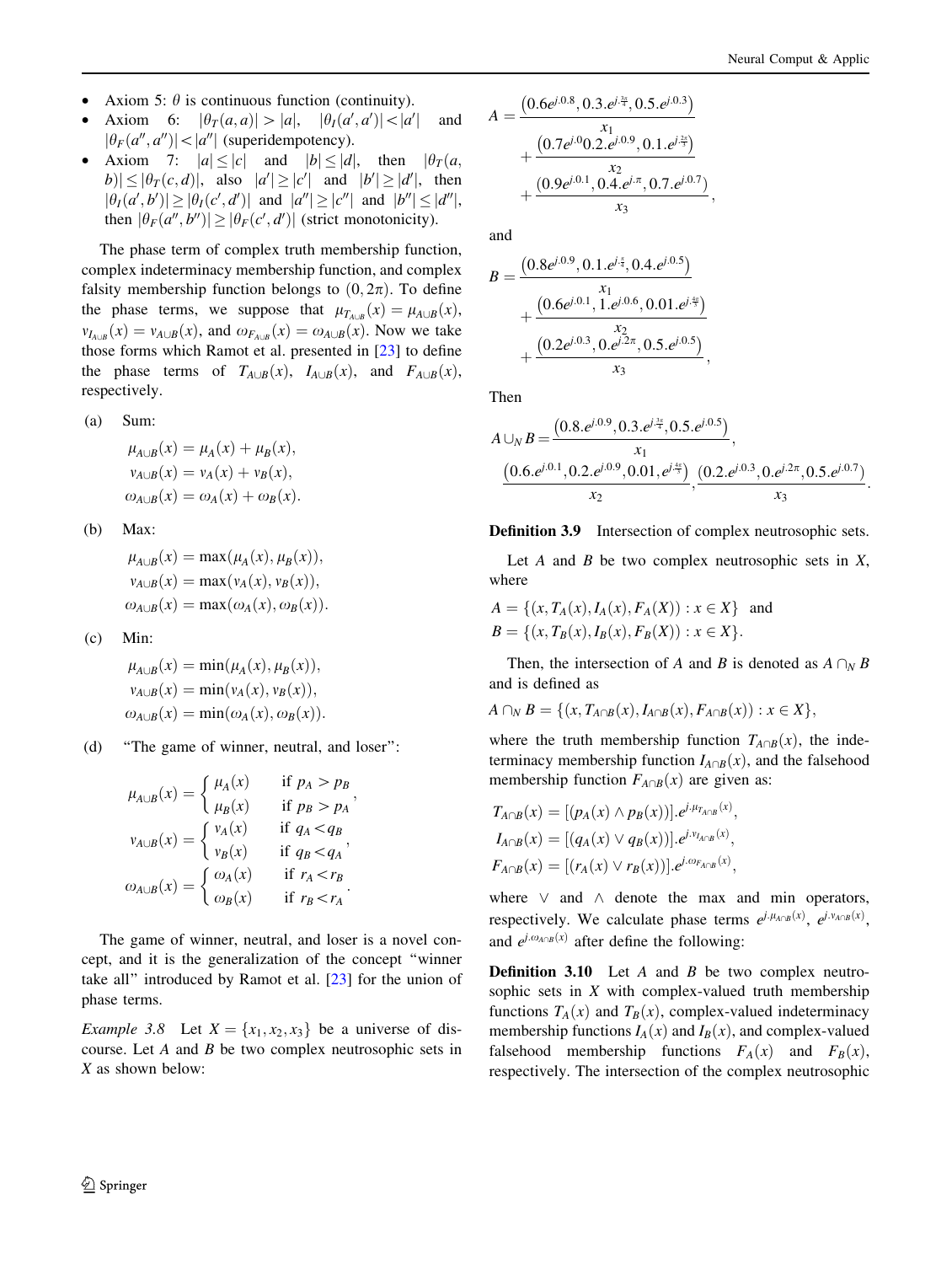- Axiom 5: $\theta$ is continuous function (continuity).
- Axiom 6: $|\theta_T(a,a)| > |a|$, $|\theta_I(a',a')| < |a'|$ and $|\theta_F(a'',a'')| < |a''|$ (superidempotency).
- Axiom 7: $|a| \le |c|$ and $|b| \le |d|$, then $|\theta_T(a,b)| \le |\theta_T(c,d)|$, also $|a'| \ge |c'|$ and $|b'| \ge |d'|$, then $|\theta_I(a',b')| \ge |\theta_I(c',d')|$ and $|a''| \ge |c''|$ and $|b''| \le |d''|$, then $|\theta_F(a'',b'')| \ge |\theta_F(c',d')|$ (strict monotonicity).

The phase term of complex truth membership function, complex indeterminacy membership function, and complex falsity membership function belongs to $(0, 2\pi)$. To define the phase terms, we suppose that $\mu_{T_{A\cup B}}(x) = \mu_{A\cup B}(x)$, $v_{I_{A\cup B}}(x) = v_{A\cup B}(x)$, and $\omega_{F_{A\cup B}}(x) = \omega_{A\cup B}(x)$. Now we take those forms which Ramot et al. presented in [23] to define the phase terms of $T_{A\cup B}(x)$, $I_{A\cup B}(x)$, and $F_{A\cup B}(x)$, respectively.

(a) Sum:

$$\mu_{A\cup B}(x) = \mu_A(x) + \mu_B(x),$$
$$v_{A\cup B}(x) = v_A(x) + v_B(x),$$
$$\omega_{A\cup B}(x) = \omega_A(x) + \omega_B(x).$$

(b) Max:

$$\mu_{A\cup B}(x) = \max(\mu_A(x), \mu_B(x)),$$
$$v_{A\cup B}(x) = \max(v_A(x), v_B(x)),$$
$$\omega_{A\cup B}(x) = \max(\omega_A(x), \omega_B(x)).$$

(c) Min:

$$\mu_{A\cup B}(x) = \min(\mu_A(x), \mu_B(x)),$$
$$v_{A\cup B}(x) = \min(v_A(x), v_B(x)),$$
$$\omega_{A\cup B}(x) = \min(\omega_A(x), \omega_B(x)).$$

(d) "The game of winner, neutral, and loser":

$$\mu_{A\cup B}(x) = \begin{cases} \mu_A(x) & \text{if } p_A > p_B \\ \mu_B(x) & \text{if } p_B > p_A \end{cases},$$
$$v_{A\cup B}(x) = \begin{cases} v_A(x) & \text{if } q_A < q_B \\ v_B(x) & \text{if } q_B < q_A \end{cases},$$
$$\omega_{A\cup B}(x) = \begin{cases} \omega_A(x) & \text{if } r_A < r_B \\ \omega_B(x) & \text{if } r_B < r_A \end{cases}.$$

The game of winner, neutral, and loser is a novel concept, and it is the generalization of the concept "winner take all" introduced by Ramot et al. [23] for the union of phase terms.

*Example 3.8* Let $X = \{x_1, x_2, x_3\}$ be a universe of discourse. Let $A$ and $B$ be two complex neutrosophic sets in $X$ as shown below:

$$A = \frac{\left(0.6e^{j.0.8}, 0.3.e^{j.\frac{3\pi}{4}}, 0.5.e^{j.0.3}\right)}{x_1} + \frac{\left(0.7e^{j.0}0.2.e^{j.0.9}, 0.1.e^{j.\frac{3\pi}{4}}\right)}{x_2} + \frac{\left(0.9e^{j.0.1}, 0.4.e^{j.\pi}, 0.7.e^{j.0.7}\right)}{x_3},$$

and

$$B = \frac{\left(0.8e^{j.0.9}, 0.1.e^{j.\frac{\pi}{4}}, 0.4.e^{j.0.5}\right)}{x_1} + \frac{\left(0.6e^{j.0.1}, 1.e^{j.0.6}, 0.01.e^{j.\frac{4\pi}{5}}\right)}{x_2} + \frac{\left(0.2e^{j.0.3}, 0.e^{j.2\pi}, 0.5.e^{j.0.5}\right)}{x_3},$$

Then

$$A \cup_N B = \frac{\left(0.8.e^{j.0.9}, 0.3.e^{j.\frac{3\pi}{4}}, 0.5.e^{j.0.5}\right)}{x_1}, \frac{\left(0.6.e^{j.0.1}, 0.2.e^{j.0.9}, 0.01, e^{j.\frac{4\pi}{5}}\right)}{x_2}, \frac{\left(0.2.e^{j.0.3}, 0.e^{j.2\pi}, 0.5.e^{j.0.7}\right)}{x_3}.$$

**Definition 3.9** Intersection of complex neutrosophic sets.

Let $A$ and $B$ be two complex neutrosophic sets in $X$, where

$$A = \{(x, T_A(x), I_A(x), F_A(X)) : x \in X\} \text{ and}$$
$$B = \{(x, T_B(x), I_B(x), F_B(X)) : x \in X\}.$$

Then, the intersection of $A$ and $B$ is denoted as $A \cap_N B$ and is defined as

$$A \cap_N B = \{(x, T_{A\cap B}(x), I_{A\cap B}(x), F_{A\cap B}(x)) : x \in X\},$$

where the truth membership function $T_{A\cap B}(x)$, the indeterminacy membership function $I_{A\cap B}(x)$, and the falsehood membership function $F_{A\cap B}(x)$ are given as:

$$T_{A\cap B}(x) = [(p_A(x) \wedge p_B(x))].e^{j.\mu_{T_{A\cap B}}(x)},$$
$$I_{A\cap B}(x) = [(q_A(x) \vee q_B(x))].e^{j.v_{I_{A\cap B}}(x)},$$
$$F_{A\cap B}(x) = [(r_A(x) \vee r_B(x))].e^{j.\omega_{F_{A\cap B}}(x)},$$

where $\vee$ and $\wedge$ denote the max and min operators, respectively. We calculate phase terms $e^{j.\mu_{A\cap B}(x)}$, $e^{j.v_{A\cap B}(x)}$, and $e^{j.\omega_{A\cap B}(x)}$ after define the following:

**Definition 3.10** Let $A$ and $B$ be two complex neutrosophic sets in $X$ with complex-valued truth membership functions $T_A(x)$ and $T_B(x)$, complex-valued indeterminacy membership functions $I_A(x)$ and $I_B(x)$, and complex-valued falsehood membership functions $F_A(x)$ and $F_B(x)$, respectively. The intersection of the complex neutrosophic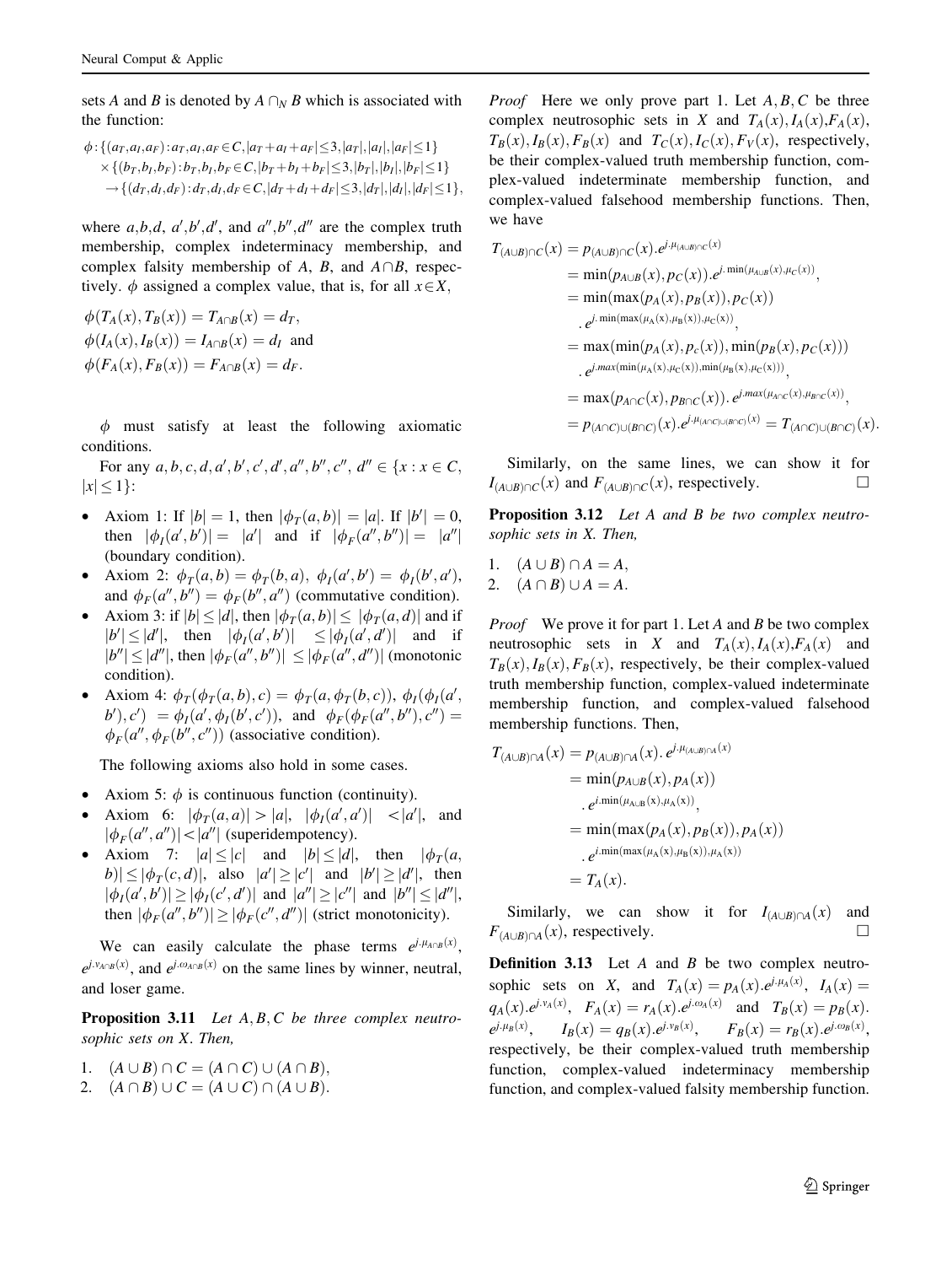sets $A$ and $B$ is denoted by $A \cap_N B$ which is associated with the function:

$$\phi : \{(a_T, a_I, a_F) : a_T, a_I, a_F \in C, |a_T + a_I + a_F| \le 3, |a_T|, |a_I|, |a_F| \le 1\}$$
$$\times \{(b_T, b_I, b_F) : b_T, b_I, b_F \in C, |b_T + b_I + b_F| \le 3, |b_T|, |b_I|, |b_F| \le 1\}$$
$$\rightarrow \{(d_T, d_I, d_F) : d_T, d_I, d_F \in C, |d_T + d_I + d_F| \le 3, |d_T|, |d_I|, |d_F| \le 1\},$$

where $a, b, d$, $a', b', d'$, and $a'', b'', d''$ are the complex truth membership, complex indeterminacy membership, and complex falsity membership of $A$, $B$, and $A \cap B$, respectively. $\phi$ assigned a complex value, that is, for all $x \in X$,

$$\phi(T_A(x), T_B(x)) = T_{A\cap B}(x) = d_T,$$
$$\phi(I_A(x), I_B(x)) = I_{A\cap B}(x) = d_I \text{ and}$$
$$\phi(F_A(x), F_B(x)) = F_{A\cap B}(x) = d_F.$$

$\phi$ must satisfy at least the following axiomatic conditions.

For any $a, b, c, d, a', b', c', d', a'', b'', c'', d'' \in \{x : x \in C, |x| \le 1\}$:

- Axiom 1: If $|b| = 1$, then $|\phi_T(a, b)| = |a|$. If $|b'| = 0$, then $|\phi_I(a', b')| = |a'|$ and if $|\phi_F(a'', b'')| = |a''|$ (boundary condition).
- Axiom 2: $\phi_T(a, b) = \phi_T(b, a)$, $\phi_I(a', b') = \phi_I(b', a')$, and $\phi_F(a'', b'') = \phi_F(b'', a'')$ (commutative condition).
- Axiom 3: if $|b| \le |d|$, then $|\phi_T(a, b)| \le |\phi_T(a, d)|$ and if $|b'| \le |d'|$, then $|\phi_I(a', b')| \le |\phi_I(a', d')|$ and if $|b''| \le |d''|$, then $|\phi_F(a'', b'')| \le |\phi_F(a'', d'')|$ (monotonic condition).
- Axiom 4: $\phi_T(\phi_T(a, b), c) = \phi_T(a, \phi_T(b, c))$, $\phi_I(\phi_I(a', b'), c') = \phi_I(a', \phi_I(b', c'))$, and $\phi_F(\phi_F(a'', b''), c'') = \phi_F(a'', \phi_F(b'', c''))$ (associative condition).

The following axioms also hold in some cases.

- Axiom 5: $\phi$ is continuous function (continuity).
- Axiom 6: $|\phi_T(a, a)| > |a|$, $|\phi_I(a', a')| < |a'|$, and $|\phi_F(a'', a'')| < |a''|$ (superidempotency).
- Axiom 7: $|a| \le |c|$ and $|b| \le |d|$, then $|\phi_T(a, b)| \le |\phi_T(c, d)|$, also $|a'| \ge |c'|$ and $|b'| \ge |d'|$, then $|\phi_I(a', b')| \ge |\phi_I(c', d')|$ and $|a''| \ge |c''|$ and $|b''| \le |d''|$, then $|\phi_F(a'', b'')| \ge |\phi_F(c'', d'')|$ (strict monotonicity).

We can easily calculate the phase terms $e^{j.\mu_{A\cap B}(x)}$, $e^{j.\nu_{A\cap B}(x)}$, and $e^{j.\omega_{A\cap B}(x)}$ on the same lines by winner, neutral, and loser game.

**Proposition 3.11** *Let $A, B, C$ be three complex neutrosophic sets on $X$. Then,*

1. $(A \cup B) \cap C = (A \cap C) \cup (A \cap B)$,
2. $(A \cap B) \cup C = (A \cup C) \cap (A \cup B)$.

*Proof* Here we only prove part 1. Let $A, B, C$ be three complex neutrosophic sets in $X$ and $T_A(x), I_A(x), F_A(x)$, $T_B(x), I_B(x), F_B(x)$ and $T_C(x), I_C(x), F_V(x)$, respectively, be their complex-valued truth membership function, complex-valued indeterminate membership function, and complex-valued falsehood membership functions. Then, we have

$$\begin{aligned}
T_{(A\cup B)\cap C}(x) &= p_{(A\cup B)\cap C}(x).e^{j.\mu_{(A\cup B)\cap C}(x)} \\
&= \min(p_{A\cup B}(x), p_C(x)).e^{j.\min(\mu_{A\cup B}(x), \mu_C(x))}, \\
&= \min(\max(p_A(x), p_B(x)), p_C(x)) \\
&\quad .\, e^{j.\min(\max(\mu_A(x), \mu_B(x)), \mu_C(x))}, \\
&= \max(\min(p_A(x), p_c(x)), \min(p_B(x), p_C(x))) \\
&\quad .\, e^{j.max(\min(\mu_A(x), \mu_C(x)), \min(\mu_B(x), \mu_C(x)))}, \\
&= \max(p_{A\cap C}(x), p_{B\cap C}(x)).\, e^{j.max(\mu_{A\cap C}(x), \mu_{B\cap C}(x))}, \\
&= p_{(A\cap C)\cup(B\cap C)}(x).e^{j.\mu_{(A\cap C)\cup(B\cap C)}(x)} = T_{(A\cap C)\cup(B\cap C)}(x).
\end{aligned}$$

Similarly, on the same lines, we can show it for $I_{(A\cup B)\cap C}(x)$ and $F_{(A\cup B)\cap C}(x)$, respectively. □

**Proposition 3.12** *Let $A$ and $B$ be two complex neutrosophic sets in $X$. Then,*

1. $(A \cup B) \cap A = A$,
2. $(A \cap B) \cup A = A$.

*Proof* We prove it for part 1. Let $A$ and $B$ be two complex neutrosophic sets in $X$ and $T_A(x), I_A(x), F_A(x)$ and $T_B(x), I_B(x), F_B(x)$, respectively, be their complex-valued truth membership function, complex-valued indeterminate membership function, and complex-valued falsehood membership functions. Then,

$$\begin{aligned}
T_{(A\cup B)\cap A}(x) &= p_{(A\cup B)\cap A}(x).\, e^{j.\mu_{(A\cup B)\cap A}(x)} \\
&= \min(p_{A\cup B}(x), p_A(x)) \\
&\quad .\, e^{j.\min(\mu_{A\cup B}(x), \mu_A(x))}, \\
&= \min(\max(p_A(x), p_B(x)), p_A(x)) \\
&\quad .\, e^{j.\min(\max(\mu_A(x), \mu_B(x)), \mu_A(x))} \\
&= T_A(x).
\end{aligned}$$

Similarly, we can show it for $I_{(A\cup B)\cap A}(x)$ and $F_{(A\cup B)\cap A}(x)$, respectively. □

**Definition 3.13** Let $A$ and $B$ be two complex neutrosophic sets on $X$, and $T_A(x) = p_A(x).e^{j.\mu_A(x)}$, $I_A(x) = q_A(x).e^{j.\nu_A(x)}$, $F_A(x) = r_A(x).e^{j.\omega_A(x)}$ and $T_B(x) = p_B(x).e^{j.\mu_B(x)}$, $I_B(x) = q_B(x).e^{j.\nu_B(x)}$, $F_B(x) = r_B(x).e^{j.\omega_B(x)}$, respectively, be their complex-valued truth membership function, complex-valued indeterminacy membership function, and complex-valued falsity membership function.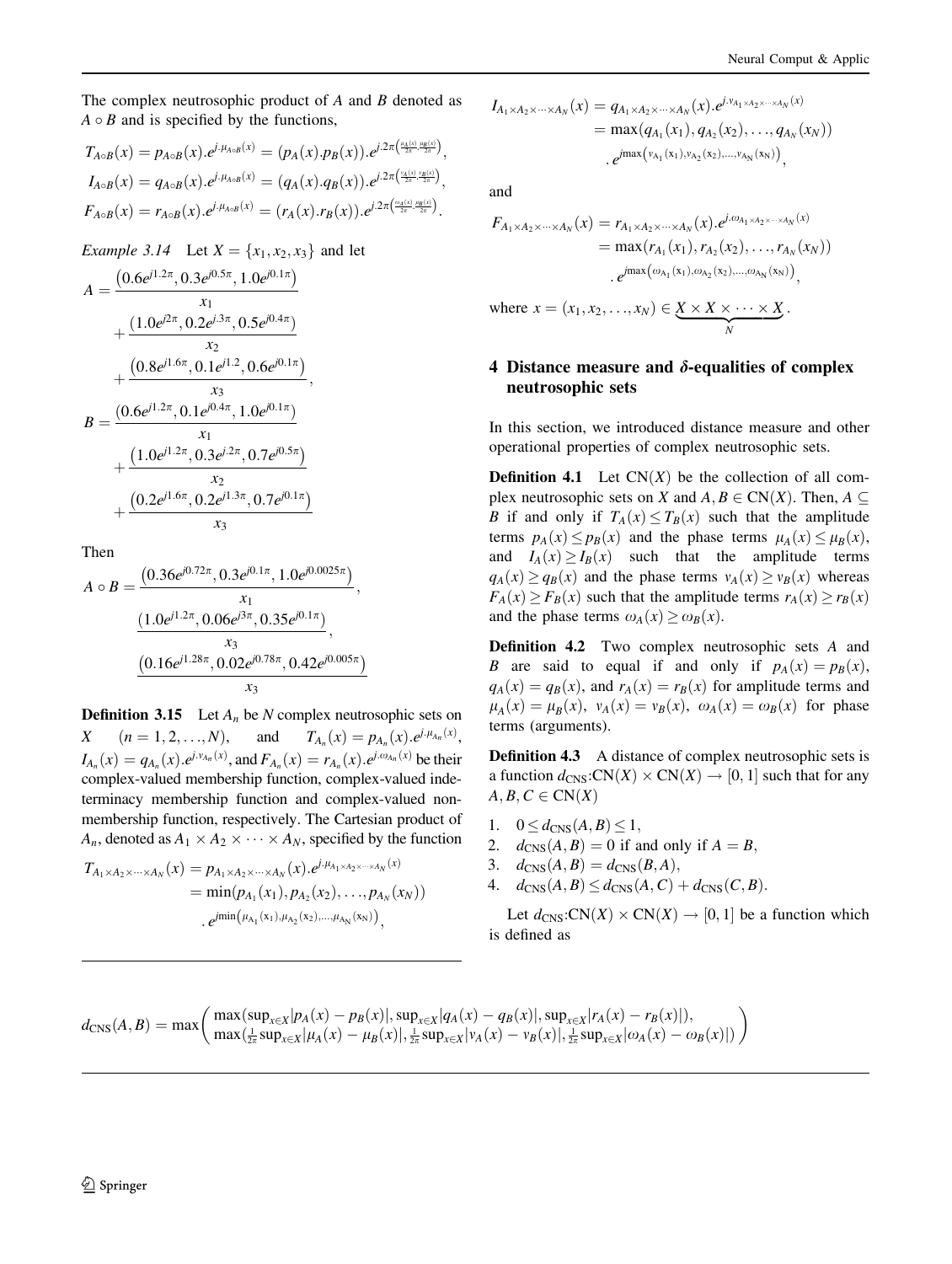The complex neutrosophic product of $A$ and $B$ denoted as $A \circ B$ and is specified by the functions,

$$T_{A\circ B}(x) = p_{A\circ B}(x).e^{j.\mu_{A\circ B}(x)} = (p_A(x).p_B(x)).e^{j.2\pi\left(\frac{\mu_A(x)}{2\pi}.\frac{\mu_B(x)}{2\pi}\right)},$$

$$I_{A\circ B}(x) = q_{A\circ B}(x).e^{j.\mu_{A\circ B}(x)} = (q_A(x).q_B(x)).e^{j.2\pi\left(\frac{\nu_A(x)}{2\pi}.\frac{\nu_B(x)}{2\pi}\right)},$$

$$F_{A\circ B}(x) = r_{A\circ B}(x).e^{j.\mu_{A\circ B}(x)} = (r_A(x).r_B(x)).e^{j.2\pi\left(\frac{\omega_A(x)}{2\pi}.\frac{\mu_B(x)}{2\pi}\right)}.$$

*Example 3.14* Let $X = \{x_1, x_2, x_3\}$ and let

$$A = \frac{\left(0.6e^{j1.2\pi}, 0.3e^{j0.5\pi}, 1.0e^{j0.1\pi}\right)}{x_1} + \frac{\left(1.0e^{j2\pi}, 0.2e^{j.3\pi}, 0.5e^{j0.4\pi}\right)}{x_2} + \frac{\left(0.8e^{j1.6\pi}, 0.1e^{j1.2}, 0.6e^{j0.1\pi}\right)}{x_3},$$

$$B = \frac{\left(0.6e^{j1.2\pi}, 0.1e^{j0.4\pi}, 1.0e^{j0.1\pi}\right)}{x_1} + \frac{\left(1.0e^{j1.2\pi}, 0.3e^{j.2\pi}, 0.7e^{j0.5\pi}\right)}{x_2} + \frac{\left(0.2e^{j1.6\pi}, 0.2e^{j1.3\pi}, 0.7e^{j0.1\pi}\right)}{x_3}$$

Then

$$A \circ B = \frac{\left(0.36e^{j0.72\pi}, 0.3e^{j0.1\pi}, 1.0e^{j0.0025\pi}\right)}{x_1}, \frac{\left(1.0e^{j1.2\pi}, 0.06e^{j3\pi}, 0.35e^{j0.1\pi}\right)}{x_3}, \frac{\left(0.16e^{j1.28\pi}, 0.02e^{j0.78\pi}, 0.42e^{j0.005\pi}\right)}{x_3}$$

**Definition 3.15** Let $A_n$ be $N$ complex neutrosophic sets on $X$ $(n = 1, 2, \ldots, N)$, and $T_{A_n}(x) = p_{A_n}(x).e^{j.\mu_{A_n}(x)}$, $I_{A_n}(x) = q_{A_n}(x).e^{j.\nu_{A_n}(x)}$, and $F_{A_n}(x) = r_{A_n}(x).e^{j.\omega_{A_n}(x)}$ be their complex-valued membership function, complex-valued indeterminacy membership function and complex-valued non-membership function, respectively. The Cartesian product of $A_n$, denoted as $A_1 \times A_2 \times \cdots \times A_N$, specified by the function

$$\begin{aligned} T_{A_1\times A_2\times\cdots\times A_N}(x) &= p_{A_1\times A_2\times\cdots\times A_N}(x).e^{j.\mu_{A_1\times A_2\times\cdots\times A_N}(x)} \\ &= \min(p_{A_1}(x_1), p_{A_2}(x_2), \ldots, p_{A_N}(x_N)) \\ &\quad .e^{j\min\left(\mu_{A_1}(x_1), \mu_{A_2}(x_2), \ldots, \mu_{A_N}(x_N)\right)}, \end{aligned}$$

$$\begin{aligned} I_{A_1\times A_2\times\cdots\times A_N}(x) &= q_{A_1\times A_2\times\cdots\times A_N}(x).e^{j.\nu_{A_1\times A_2\times\cdots\times A_N}(x)} \\ &= \max(q_{A_1}(x_1), q_{A_2}(x_2), \ldots, q_{A_N}(x_N)) \\ &\quad .e^{j\max\left(\nu_{A_1}(x_1), \nu_{A_2}(x_2), \ldots, \nu_{A_N}(x_N)\right)}, \end{aligned}$$

and

$$\begin{aligned} F_{A_1\times A_2\times\cdots\times A_N}(x) &= r_{A_1\times A_2\times\cdots\times A_N}(x).e^{j.\omega_{A_1\times A_2\times\cdots\times A_N}(x)} \\ &= \max(r_{A_1}(x_1), r_{A_2}(x_2), \ldots, r_{A_N}(x_N)) \\ &\quad .e^{j\max\left(\omega_{A_1}(x_1), \omega_{A_2}(x_2), \ldots, \omega_{A_N}(x_N)\right)}, \end{aligned}$$

where $x = (x_1, x_2, \ldots, x_N) \in \underbrace{X \times X \times \cdots \times X}_{N}$.

## 4 Distance measure and $\delta$-equalities of complex neutrosophic sets

In this section, we introduced distance measure and other operational properties of complex neutrosophic sets.

**Definition 4.1** Let $\mathrm{CN}(X)$ be the collection of all complex neutrosophic sets on $X$ and $A, B \in \mathrm{CN}(X)$. Then, $A \subseteq B$ if and only if $T_A(x) \le T_B(x)$ such that the amplitude terms $p_A(x) \le p_B(x)$ and the phase terms $\mu_A(x) \le \mu_B(x)$, and $I_A(x) \ge I_B(x)$ such that the amplitude terms $q_A(x) \ge q_B(x)$ and the phase terms $\nu_A(x) \ge \nu_B(x)$ whereas $F_A(x) \ge F_B(x)$ such that the amplitude terms $r_A(x) \ge r_B(x)$ and the phase terms $\omega_A(x) \ge \omega_B(x)$.

**Definition 4.2** Two complex neutrosophic sets $A$ and $B$ are said to equal if and only if $p_A(x) = p_B(x)$, $q_A(x) = q_B(x)$, and $r_A(x) = r_B(x)$ for amplitude terms and $\mu_A(x) = \mu_B(x)$, $\nu_A(x) = \nu_B(x)$, $\omega_A(x) = \omega_B(x)$ for phase terms (arguments).

**Definition 4.3** A distance of complex neutrosophic sets is a function $d_{\mathrm{CNS}}: \mathrm{CN}(X) \times \mathrm{CN}(X) \to [0, 1]$ such that for any $A, B, C \in \mathrm{CN}(X)$

1. $0 \le d_{\mathrm{CNS}}(A, B) \le 1$,
2. $d_{\mathrm{CNS}}(A, B) = 0$ if and only if $A = B$,
3. $d_{\mathrm{CNS}}(A, B) = d_{\mathrm{CNS}}(B, A)$,
4. $d_{\mathrm{CNS}}(A, B) \le d_{\mathrm{CNS}}(A, C) + d_{\mathrm{CNS}}(C, B)$.

Let $d_{\mathrm{CNS}}: \mathrm{CN}(X) \times \mathrm{CN}(X) \to [0, 1]$ be a function which is defined as

$$d_{\mathrm{CNS}}(A, B) = \max\begin{pmatrix} \max(\sup_{x\in X}|p_A(x) - p_B(x)|, \sup_{x\in X}|q_A(x) - q_B(x)|, \sup_{x\in X}|r_A(x) - r_B(x)|), \\ \max(\frac{1}{2\pi}\sup_{x\in X}|\mu_A(x) - \mu_B(x)|, \frac{1}{2\pi}\sup_{x\in X}|\nu_A(x) - \nu_B(x)|, \frac{1}{2\pi}\sup_{x\in X}|\omega_A(x) - \omega_B(x)|) \end{pmatrix}$$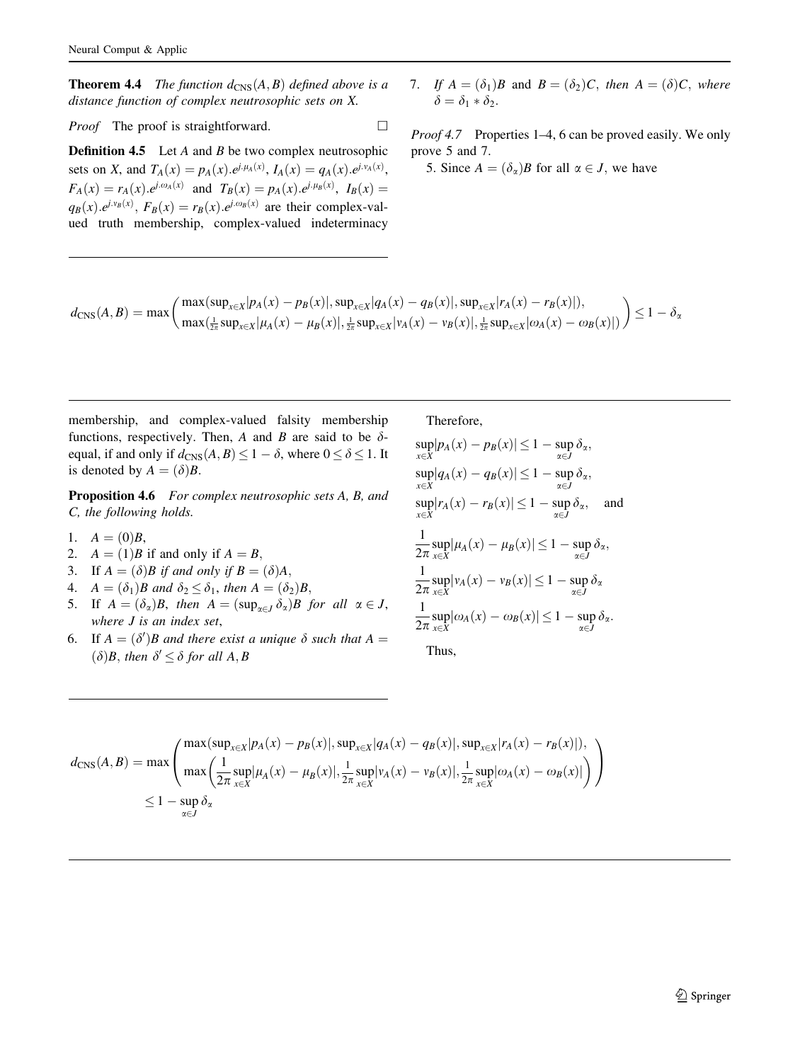**Theorem 4.4** *The function $d_{\text{CNS}}(A, B)$ defined above is a distance function of complex neutrosophic sets on X.*

*Proof* The proof is straightforward. □

**Definition 4.5** Let $A$ and $B$ be two complex neutrosophic sets on $X$, and $T_A(x) = p_A(x).e^{j.\mu_A(x)}$, $I_A(x) = q_A(x).e^{j.\nu_A(x)}$, $F_A(x) = r_A(x).e^{j.\omega_A(x)}$ and $T_B(x) = p_A(x).e^{j.\mu_B(x)}$, $I_B(x) = q_B(x).e^{j.\nu_B(x)}$, $F_B(x) = r_B(x).e^{j.\omega_B(x)}$ are their complex-valued truth membership, complex-valued indeterminacy membership, and complex-valued falsity membership functions, respectively. Then, $A$ and $B$ are said to be $\delta$-equal, if and only if $d_{\text{CNS}}(A, B) \leq 1 - \delta$, where $0 \leq \delta \leq 1$. It is denoted by $A = (\delta)B$.

**Proposition 4.6** *For complex neutrosophic sets A, B, and C, the following holds.*

1. $A = (0)B$,
2. $A = (1)B$ if and only if $A = B$,
3. If $A = (\delta)B$ *if and only if* $B = (\delta)A$,
4. $A = (\delta_1)B$ *and* $\delta_2 \leq \delta_1$*, then* $A = (\delta_2)B$,
5. If $A = (\delta_\alpha)B$, *then* $A = (\sup_{\alpha \in J} \delta_\alpha)B$ *for all* $\alpha \in J$, *where J is an index set*,
6. If $A = (\delta')B$ *and there exist a unique* $\delta$ *such that* $A = (\delta)B$*, then* $\delta' \leq \delta$ *for all* $A, B$
7. *If* $A = (\delta_1)B$ *and* $B = (\delta_2)C$*, then* $A = (\delta)C$*, where* $\delta = \delta_1 * \delta_2$.

*Proof 4.7* Properties 1–4, 6 can be proved easily. We only prove 5 and 7.

5. Since $A = (\delta_\alpha)B$ for all $\alpha \in J$, we have

$$d_{\text{CNS}}(A, B) = \max\begin{pmatrix} \max(\sup_{x \in X}|p_A(x) - p_B(x)|, \sup_{x \in X}|q_A(x) - q_B(x)|, \sup_{x \in X}|r_A(x) - r_B(x)|), \\ \max(\frac{1}{2\pi}\sup_{x \in X}|\mu_A(x) - \mu_B(x)|, \frac{1}{2\pi}\sup_{x \in X}|\nu_A(x) - \nu_B(x)|, \frac{1}{2\pi}\sup_{x \in X}|\omega_A(x) - \omega_B(x)|) \end{pmatrix} \leq 1 - \delta_\alpha$$

Therefore,

$$\sup_{x \in X}|p_A(x) - p_B(x)| \leq 1 - \sup_{\alpha \in J} \delta_\alpha,$$
$$\sup_{x \in X}|q_A(x) - q_B(x)| \leq 1 - \sup_{\alpha \in J} \delta_\alpha,$$
$$\sup_{x \in X}|r_A(x) - r_B(x)| \leq 1 - \sup_{\alpha \in J} \delta_\alpha, \quad \text{and}$$
$$\frac{1}{2\pi}\sup_{x \in X}|\mu_A(x) - \mu_B(x)| \leq 1 - \sup_{\alpha \in J} \delta_\alpha,$$
$$\frac{1}{2\pi}\sup_{x \in X}|\nu_A(x) - \nu_B(x)| \leq 1 - \sup_{\alpha \in J} \delta_\alpha$$
$$\frac{1}{2\pi}\sup_{x \in X}|\omega_A(x) - \omega_B(x)| \leq 1 - \sup_{\alpha \in J} \delta_\alpha.$$

Thus,

$$\begin{aligned} d_{\text{CNS}}(A, B) = \max&\begin{pmatrix} \max(\sup_{x \in X}|p_A(x) - p_B(x)|, \sup_{x \in X}|q_A(x) - q_B(x)|, \sup_{x \in X}|r_A(x) - r_B(x)|), \\ \max\left(\frac{1}{2\pi}\sup_{x \in X}|\mu_A(x) - \mu_B(x)|, \frac{1}{2\pi}\sup_{x \in X}|\nu_A(x) - \nu_B(x)|, \frac{1}{2\pi}\sup_{x \in X}|\omega_A(x) - \omega_B(x)|\right) \end{pmatrix} \\ &\leq 1 - \sup_{\alpha \in J} \delta_\alpha \end{aligned}$$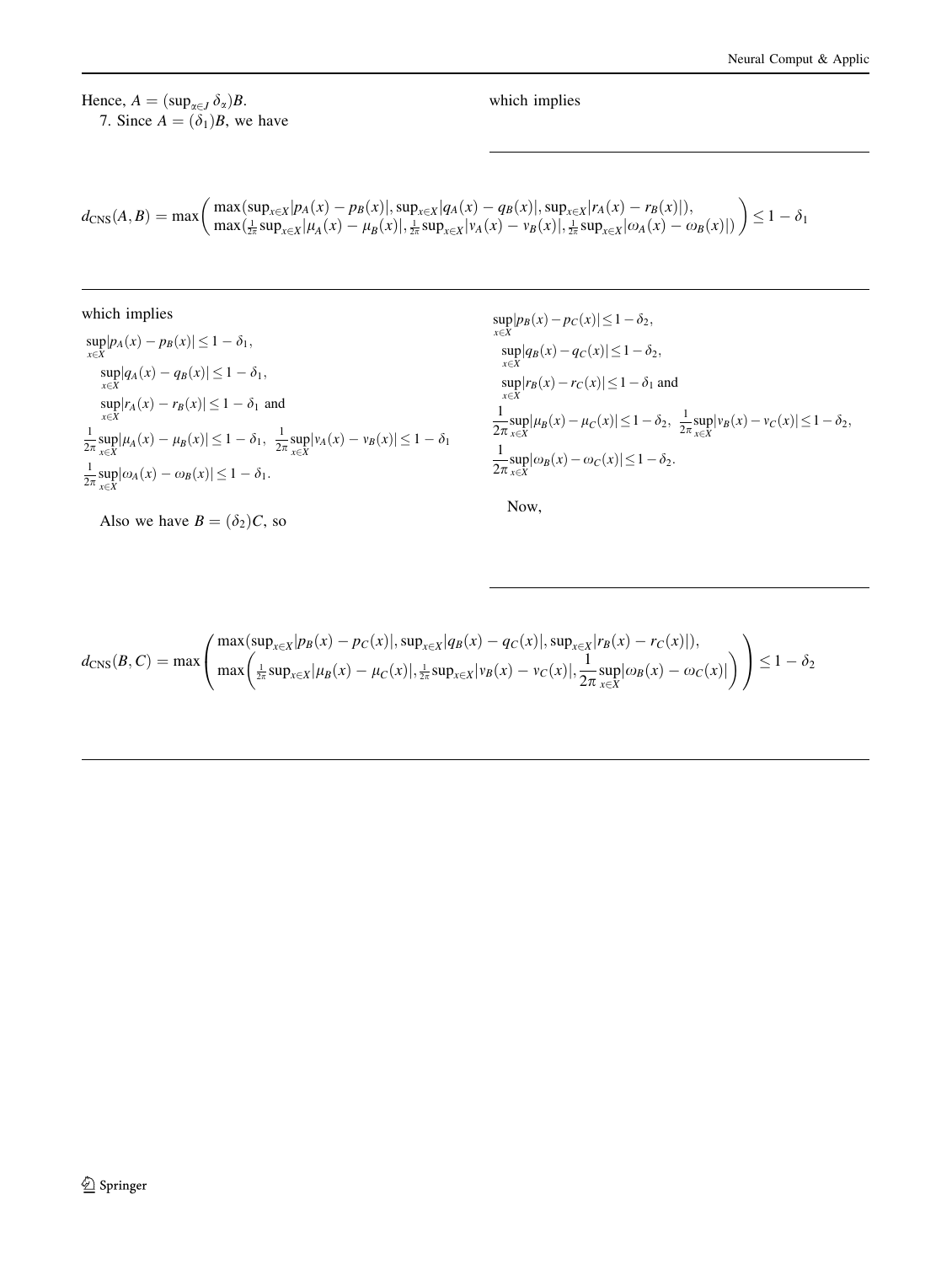Hence, $A = (\sup_{\alpha \in J} \delta_\alpha)B$.

7. Since $A = (\delta_1)B$, we have

$$d_{\text{CNS}}(A,B) = \max\left( \begin{array}{l} \max(\sup_{x\in X}|p_A(x) - p_B(x)|, \sup_{x\in X}|q_A(x) - q_B(x)|, \sup_{x\in X}|r_A(x) - r_B(x)|), \\ \max(\frac{1}{2\pi}\sup_{x\in X}|\mu_A(x) - \mu_B(x)|, \frac{1}{2\pi}\sup_{x\in X}|\nu_A(x) - \nu_B(x)|, \frac{1}{2\pi}\sup_{x\in X}|\omega_A(x) - \omega_B(x)|) \end{array} \right) \leq 1 - \delta_1$$

which implies

$$\sup_{x\in X}|p_A(x) - p_B(x)| \leq 1 - \delta_1,$$
$$\sup_{x\in X}|q_A(x) - q_B(x)| \leq 1 - \delta_1,$$
$$\sup_{x\in X}|r_A(x) - r_B(x)| \leq 1 - \delta_1 \text{ and}$$
$$\frac{1}{2\pi}\sup_{x\in X}|\mu_A(x) - \mu_B(x)| \leq 1 - \delta_1, \quad \frac{1}{2\pi}\sup_{x\in X}|\nu_A(x) - \nu_B(x)| \leq 1 - \delta_1$$
$$\frac{1}{2\pi}\sup_{x\in X}|\omega_A(x) - \omega_B(x)| \leq 1 - \delta_1.$$

Also we have $B = (\delta_2)C$, so

$$d_{\text{CNS}}(B,C) = \max\left( \begin{array}{l} \max(\sup_{x\in X}|p_B(x) - p_C(x)|, \sup_{x\in X}|q_B(x) - q_C(x)|, \sup_{x\in X}|r_B(x) - r_C(x)|), \\ \max\left(\frac{1}{2\pi}\sup_{x\in X}|\mu_B(x) - \mu_C(x)|, \frac{1}{2\pi}\sup_{x\in X}|\nu_B(x) - \nu_C(x)|, \frac{1}{2\pi}\sup_{x\in X}|\omega_B(x) - \omega_C(x)|\right) \end{array} \right) \leq 1 - \delta_2$$

which implies

$$\sup_{x\in X}|p_B(x) - p_C(x)| \leq 1 - \delta_2,$$
$$\sup_{x\in X}|q_B(x) - q_C(x)| \leq 1 - \delta_2,$$
$$\sup_{x\in X}|r_B(x) - r_C(x)| \leq 1 - \delta_1 \text{ and}$$
$$\frac{1}{2\pi}\sup_{x\in X}|\mu_B(x) - \mu_C(x)| \leq 1 - \delta_2, \quad \frac{1}{2\pi}\sup_{x\in X}|\nu_B(x) - \nu_C(x)| \leq 1 - \delta_2,$$
$$\frac{1}{2\pi}\sup_{x\in X}|\omega_B(x) - \omega_C(x)| \leq 1 - \delta_2.$$

Now,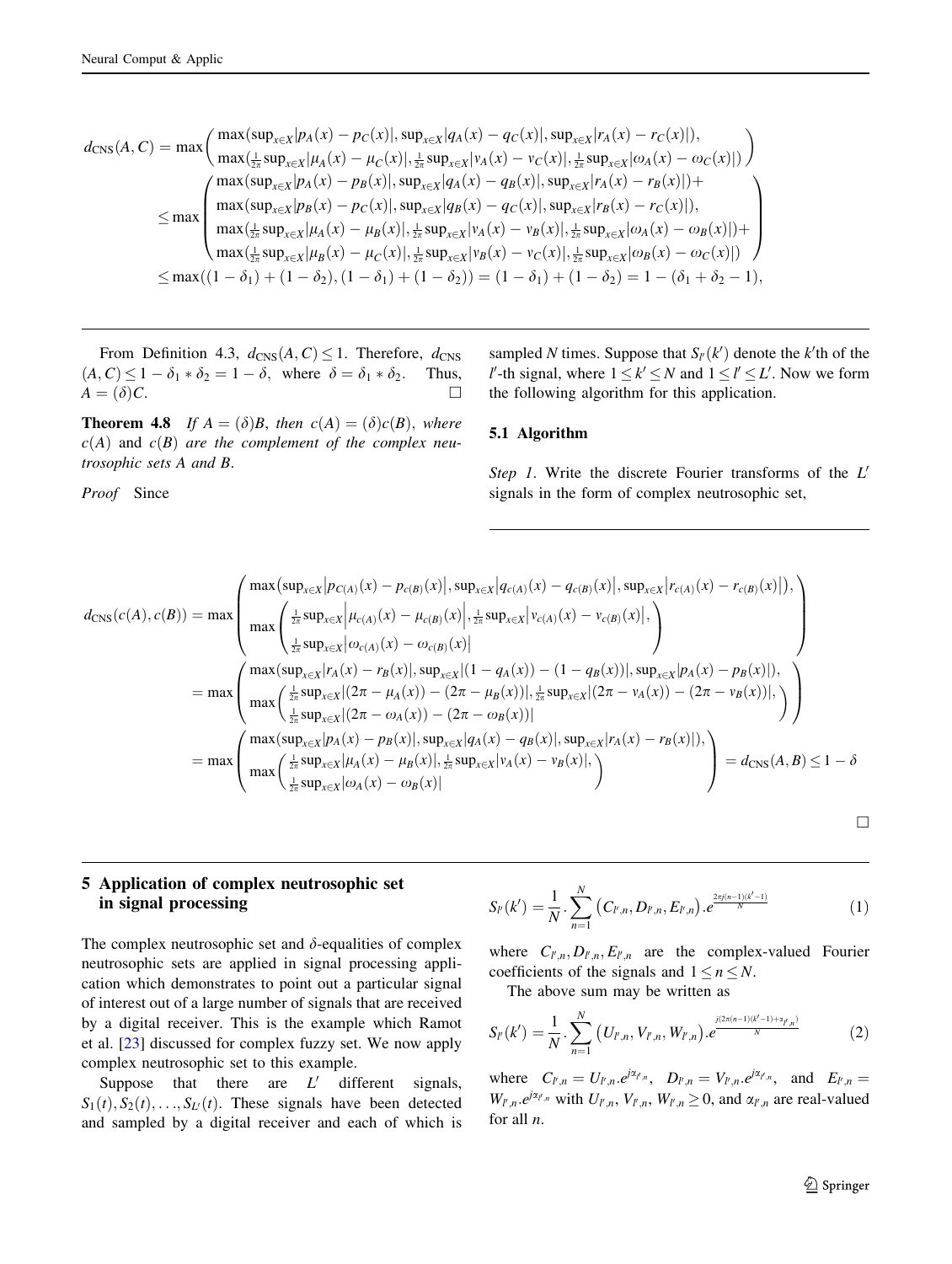$$
\begin{aligned}
d_{\mathrm{CNS}}(A,C) &= \max\begin{pmatrix} \max(\sup_{x\in X}|p_A(x)-p_C(x)|,\sup_{x\in X}|q_A(x)-q_C(x)|,\sup_{x\in X}|r_A(x)-r_C(x)|), \\ \max(\frac{1}{2\pi}\sup_{x\in X}|\mu_A(x)-\mu_C(x)|,\frac{1}{2\pi}\sup_{x\in X}|\nu_A(x)-\nu_C(x)|,\frac{1}{2\pi}\sup_{x\in X}|\omega_A(x)-\omega_C(x)|) \end{pmatrix} \\
&\le \max\begin{pmatrix} \max(\sup_{x\in X}|p_A(x)-p_B(x)|,\sup_{x\in X}|q_A(x)-q_B(x)|,\sup_{x\in X}|r_A(x)-r_B(x)|)+ \\ \max(\sup_{x\in X}|p_B(x)-p_C(x)|,\sup_{x\in X}|q_B(x)-q_C(x)|,\sup_{x\in X}|r_B(x)-r_C(x)|), \\ \max(\frac{1}{2\pi}\sup_{x\in X}|\mu_A(x)-\mu_B(x)|,\frac{1}{2\pi}\sup_{x\in X}|\nu_A(x)-\nu_B(x)|,\frac{1}{2\pi}\sup_{x\in X}|\omega_A(x)-\omega_B(x)|)+ \\ \max(\frac{1}{2\pi}\sup_{x\in X}|\mu_B(x)-\mu_C(x)|,\frac{1}{2\pi}\sup_{x\in X}|\nu_B(x)-\nu_C(x)|,\frac{1}{2\pi}\sup_{x\in X}|\omega_B(x)-\omega_C(x)|) \end{pmatrix} \\
&\le \max((1-\delta_1)+(1-\delta_2),(1-\delta_1)+(1-\delta_2)) = (1-\delta_1)+(1-\delta_2) = 1-(\delta_1+\delta_2-1),
\end{aligned}
$$

From Definition 4.3, $d_{\mathrm{CNS}}(A,C) \le 1$. Therefore, $d_{\mathrm{CNS}}(A,C) \le 1-\delta_1 * \delta_2 = 1-\delta$, where $\delta = \delta_1 * \delta_2$. Thus, $A = (\delta)C$. □

**Theorem 4.8** *If $A = (\delta)B$, then $c(A) = (\delta)c(B)$, where $c(A)$ and $c(B)$ are the complement of the complex neutrosophic sets A and B.*

*Proof* Since

$$
\begin{aligned}
d_{\mathrm{CNS}}(c(A),c(B)) &= \max\begin{pmatrix} \max\left(\sup_{x\in X}\left|p_{C(A)}(x)-p_{c(B)}(x)\right|,\sup_{x\in X}\left|q_{c(A)}(x)-q_{c(B)}(x)\right|,\sup_{x\in X}\left|r_{c(A)}(x)-r_{c(B)}(x)\right|\right), \\ \max\begin{pmatrix} \frac{1}{2\pi}\sup_{x\in X}\left|\mu_{c(A)}(x)-\mu_{c(B)}(x)\right|,\frac{1}{2\pi}\sup_{x\in X}\left|\nu_{c(A)}(x)-\nu_{c(B)}(x)\right|, \\ \frac{1}{2\pi}\sup_{x\in X}\left|\omega_{c(A)}(x)-\omega_{c(B)}(x)\right| \end{pmatrix} \end{pmatrix} \\
&= \max\begin{pmatrix} \max(\sup_{x\in X}|r_A(x)-r_B(x)|,\sup_{x\in X}|(1-q_A(x))-(1-q_B(x))|,\sup_{x\in X}|p_A(x)-p_B(x)|), \\ \max\begin{pmatrix} \frac{1}{2\pi}\sup_{x\in X}|(2\pi-\mu_A(x))-(2\pi-\mu_B(x))|,\frac{1}{2\pi}\sup_{x\in X}|(2\pi-\nu_A(x))-(2\pi-\nu_B(x))|, \\ \frac{1}{2\pi}\sup_{x\in X}|(2\pi-\omega_A(x))-(2\pi-\omega_B(x))| \end{pmatrix} \end{pmatrix} \\
&= \max\begin{pmatrix} \max(\sup_{x\in X}|p_A(x)-p_B(x)|,\sup_{x\in X}|q_A(x)-q_B(x)|,\sup_{x\in X}|r_A(x)-r_B(x)|), \\ \max\begin{pmatrix} \frac{1}{2\pi}\sup_{x\in X}|\mu_A(x)-\mu_B(x)|,\frac{1}{2\pi}\sup_{x\in X}|\nu_A(x)-\nu_B(x)|, \\ \frac{1}{2\pi}\sup_{x\in X}|\omega_A(x)-\omega_B(x)| \end{pmatrix} \end{pmatrix} = d_{\mathrm{CNS}}(A,B) \le 1-\delta
\end{aligned}
$$

□

## 5 Application of complex neutrosophic set in signal processing

The complex neutrosophic set and $\delta$-equalities of complex neutrosophic sets are applied in signal processing application which demonstrates to point out a particular signal of interest out of a large number of signals that are received by a digital receiver. This is the example which Ramot et al. [23] discussed for complex fuzzy set. We now apply complex neutrosophic set to this example.

Suppose that there are $L'$ different signals, $S_1(t), S_2(t), \ldots, S_{L'}(t)$. These signals have been detected and sampled by a digital receiver and each of which is sampled $N$ times. Suppose that $S_{l'}(k')$ denote the $k'$th of the $l'$-th signal, where $1 \le k' \le N$ and $1 \le l' \le L'$. Now we form the following algorithm for this application.

### 5.1 Algorithm

*Step 1*. Write the discrete Fourier transforms of the $L'$ signals in the form of complex neutrosophic set,

$$
S_{l'}(k') = \frac{1}{N}.\sum_{n=1}^{N}\left(C_{l',n}, D_{l',n}, E_{l',n}\right).e^{\frac{2\pi j(n-1)(k'-1)}{N}} \tag{1}
$$

where $C_{l',n}, D_{l',n}, E_{l',n}$ are the complex-valued Fourier coefficients of the signals and $1 \le n \le N$.

The above sum may be written as

$$
S_{l'}(k') = \frac{1}{N}.\sum_{n=1}^{N}\left(U_{l',n}, V_{l',n}, W_{l',n}\right).e^{\frac{j(2\pi(n-1)(k'-1)+\alpha_{l',n})}{N}} \tag{2}
$$

where $C_{l',n} = U_{l',n}.e^{j\alpha_{l',n}}$, $D_{l',n} = V_{l',n}.e^{j\alpha_{l',n}}$, and $E_{l',n} = W_{l',n}.e^{j\alpha_{l',n}}$ with $U_{l',n}, V_{l',n}, W_{l',n} \ge 0$, and $\alpha_{l',n}$ are real-valued for all $n$.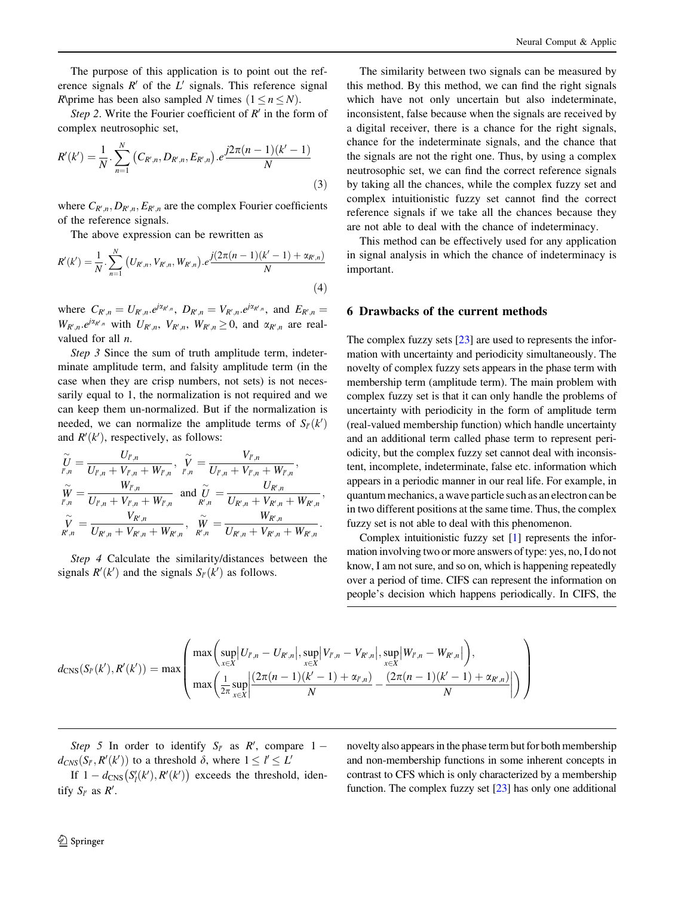The purpose of this application is to point out the reference signals $R'$ of the $L'$ signals. This reference signal R\prime has been also sampled $N$ times $(1 \leq n \leq N)$.

*Step 2.* Write the Fourier coefficient of $R'$ in the form of complex neutrosophic set,

$$R'(k') = \frac{1}{N} \cdot \sum_{n=1}^{N} \left(C_{R',n}, D_{R',n}, E_{R',n}\right) . e^{\frac{j2\pi(n-1)(k'-1)}{N}} \tag{3}$$

where $C_{R',n}, D_{R',n}, E_{R',n}$ are the complex Fourier coefficients of the reference signals.

The above expression can be rewritten as

$$R'(k') = \frac{1}{N} \cdot \sum_{n=1}^{N} \left(U_{R',n}, V_{R',n}, W_{R',n}\right) . e^{\frac{j(2\pi(n-1)(k'-1) + \alpha_{R',n})}{N}} \tag{4}$$

where $C_{R',n} = U_{R',n}.e^{j\alpha_{R',n}}$, $D_{R',n} = V_{R',n}.e^{j\alpha_{R',n}}$, and $E_{R',n} = W_{R',n}.e^{j\alpha_{R',n}}$ with $U_{R',n}$, $V_{R',n}$, $W_{R',n} \geq 0$, and $\alpha_{R',n}$ are real-valued for all $n$.

*Step 3* Since the sum of truth amplitude term, indeterminate amplitude term, and falsity amplitude term (in the case when they are crisp numbers, not sets) is not necessarily equal to 1, the normalization is not required and we can keep them un-normalized. But if the normalization is needed, we can normalize the amplitude terms of $S_{l'}(k')$ and $R'(k')$, respectively, as follows:

$$\underset{l',n}{\tilde{U}} = \frac{U_{l',n}}{U_{l',n} + V_{l',n} + W_{l',n}},\ \underset{l',n}{\tilde{V}} = \frac{V_{l',n}}{U_{l',n} + V_{l',n} + W_{l',n}},$$
$$\underset{l',n}{\tilde{W}} = \frac{W_{l',n}}{U_{l',n} + V_{l',n} + W_{l',n}} \text{ and } \underset{R',n}{\tilde{U}} = \frac{U_{R',n}}{U_{R',n} + V_{R',n} + W_{R',n}},$$
$$\underset{R',n}{\tilde{V}} = \frac{V_{R',n}}{U_{R',n} + V_{R',n} + W_{R',n}},\ \underset{R',n}{\tilde{W}} = \frac{W_{R',n}}{U_{R',n} + V_{R',n} + W_{R',n}}.$$

*Step 4* Calculate the similarity/distances between the signals $R'(k')$ and the signals $S_{l'}(k')$ as follows.

$$d_{\text{CNS}}(S_{l'}(k'), R'(k')) = \max\left( \begin{array}{l} \max\left(\sup\limits_{x\in X}\left|U_{l',n} - U_{R',n}\right|, \sup\limits_{x\in X}\left|V_{l',n} - V_{R',n}\right|, \sup\limits_{x\in X}\left|W_{l',n} - W_{R',n}\right|\right), \\ \max\left(\frac{1}{2\pi}\sup\limits_{x\in X}\left|\frac{(2\pi(n-1)(k'-1) + \alpha_{l',n})}{N} - \frac{(2\pi(n-1)(k'-1) + \alpha_{R',n})}{N}\right|\right) \end{array} \right)$$

*Step 5* In order to identify $S_{l'}$ as $R'$, compare $1 - d_{CNS}(S_{l'}, R'(k'))$ to a threshold $\delta$, where $1 \leq l' \leq L'$

If $1 - d_{\text{CNS}}\left(S_l'(k'), R'(k')\right)$ exceeds the threshold, identify $S_{l'}$ as $R'$.

The similarity between two signals can be measured by this method. By this method, we can find the right signals which have not only uncertain but also indeterminate, inconsistent, false because when the signals are received by a digital receiver, there is a chance for the right signals, chance for the indeterminate signals, and the chance that the signals are not the right one. Thus, by using a complex neutrosophic set, we can find the correct reference signals by taking all the chances, while the complex fuzzy set and complex intuitionistic fuzzy set cannot find the correct reference signals if we take all the chances because they are not able to deal with the chance of indeterminacy.

This method can be effectively used for any application in signal analysis in which the chance of indeterminacy is important.

## 6 Drawbacks of the current methods

The complex fuzzy sets [23] are used to represents the information with uncertainty and periodicity simultaneously. The novelty of complex fuzzy sets appears in the phase term with membership term (amplitude term). The main problem with complex fuzzy set is that it can only handle the problems of uncertainty with periodicity in the form of amplitude term (real-valued membership function) which handle uncertainty and an additional term called phase term to represent periodicity, but the complex fuzzy set cannot deal with inconsistent, incomplete, indeterminate, false etc. information which appears in a periodic manner in our real life. For example, in quantum mechanics, a wave particle such as an electron can be in two different positions at the same time. Thus, the complex fuzzy set is not able to deal with this phenomenon.

Complex intuitionistic fuzzy set [1] represents the information involving two or more answers of type: yes, no, I do not know, I am not sure, and so on, which is happening repeatedly over a period of time. CIFS can represent the information on people's decision which happens periodically. In CIFS, the novelty also appears in the phase term but for both membership and non-membership functions in some inherent concepts in contrast to CFS which is only characterized by a membership function. The complex fuzzy set [23] has only one additional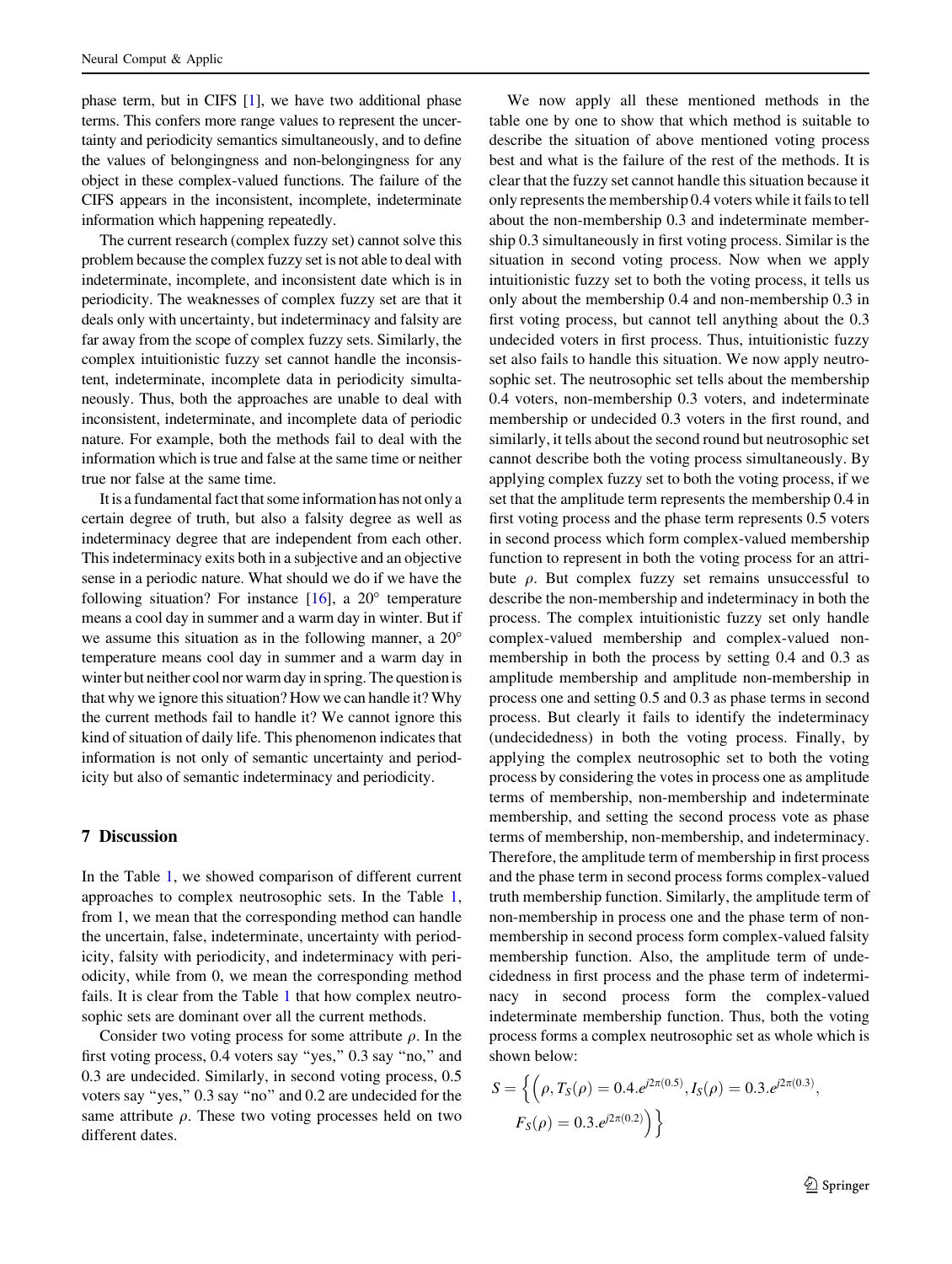phase term, but in CIFS [1], we have two additional phase terms. This confers more range values to represent the uncertainty and periodicity semantics simultaneously, and to define the values of belongingness and non-belongingness for any object in these complex-valued functions. The failure of the CIFS appears in the inconsistent, incomplete, indeterminate information which happening repeatedly.

The current research (complex fuzzy set) cannot solve this problem because the complex fuzzy set is not able to deal with indeterminate, incomplete, and inconsistent date which is in periodicity. The weaknesses of complex fuzzy set are that it deals only with uncertainty, but indeterminacy and falsity are far away from the scope of complex fuzzy sets. Similarly, the complex intuitionistic fuzzy set cannot handle the inconsistent, indeterminate, incomplete data in periodicity simultaneously. Thus, both the approaches are unable to deal with inconsistent, indeterminate, and incomplete data of periodic nature. For example, both the methods fail to deal with the information which is true and false at the same time or neither true nor false at the same time.

It is a fundamental fact that some information has not only a certain degree of truth, but also a falsity degree as well as indeterminacy degree that are independent from each other. This indeterminacy exits both in a subjective and an objective sense in a periodic nature. What should we do if we have the following situation? For instance [16], a 20° temperature means a cool day in summer and a warm day in winter. But if we assume this situation as in the following manner, a 20° temperature means cool day in summer and a warm day in winter but neither cool nor warm day in spring. The question is that why we ignore this situation? How we can handle it? Why the current methods fail to handle it? We cannot ignore this kind of situation of daily life. This phenomenon indicates that information is not only of semantic uncertainty and periodicity but also of semantic indeterminacy and periodicity.

## 7 Discussion

In the Table 1, we showed comparison of different current approaches to complex neutrosophic sets. In the Table 1, from 1, we mean that the corresponding method can handle the uncertain, false, indeterminate, uncertainty with periodicity, falsity with periodicity, and indeterminacy with periodicity, while from 0, we mean the corresponding method fails. It is clear from the Table 1 that how complex neutrosophic sets are dominant over all the current methods.

Consider two voting process for some attribute $\rho$. In the first voting process, 0.4 voters say "yes," 0.3 say "no," and 0.3 are undecided. Similarly, in second voting process, 0.5 voters say "yes," 0.3 say "no" and 0.2 are undecided for the same attribute $\rho$. These two voting processes held on two different dates.

We now apply all these mentioned methods in the table one by one to show that which method is suitable to describe the situation of above mentioned voting process best and what is the failure of the rest of the methods. It is clear that the fuzzy set cannot handle this situation because it only represents the membership 0.4 voters while it fails to tell about the non-membership 0.3 and indeterminate membership 0.3 simultaneously in first voting process. Similar is the situation in second voting process. Now when we apply intuitionistic fuzzy set to both the voting process, it tells us only about the membership 0.4 and non-membership 0.3 in first voting process, but cannot tell anything about the 0.3 undecided voters in first process. Thus, intuitionistic fuzzy set also fails to handle this situation. We now apply neutrosophic set. The neutrosophic set tells about the membership 0.4 voters, non-membership 0.3 voters, and indeterminate membership or undecided 0.3 voters in the first round, and similarly, it tells about the second round but neutrosophic set cannot describe both the voting process simultaneously. By applying complex fuzzy set to both the voting process, if we set that the amplitude term represents the membership 0.4 in first voting process and the phase term represents 0.5 voters in second process which form complex-valued membership function to represent in both the voting process for an attribute $\rho$. But complex fuzzy set remains unsuccessful to describe the non-membership and indeterminacy in both the process. The complex intuitionistic fuzzy set only handle complex-valued membership and complex-valued non-membership in both the process by setting 0.4 and 0.3 as amplitude membership and amplitude non-membership in process one and setting 0.5 and 0.3 as phase terms in second process. But clearly it fails to identify the indeterminacy (undecidedness) in both the voting process. Finally, by applying the complex neutrosophic set to both the voting process by considering the votes in process one as amplitude terms of membership, non-membership and indeterminate membership, and setting the second process vote as phase terms of membership, non-membership, and indeterminacy. Therefore, the amplitude term of membership in first process and the phase term in second process forms complex-valued truth membership function. Similarly, the amplitude term of non-membership in process one and the phase term of non-membership in second process form complex-valued falsity membership function. Also, the amplitude term of undecidedness in first process and the phase term of indeterminacy in second process form the complex-valued indeterminate membership function. Thus, both the voting process forms a complex neutrosophic set as whole which is shown below:

$$S = \left\{ \left( \rho, T_S(\rho) = 0.4.e^{j2\pi(0.5)}, I_S(\rho) = 0.3.e^{j2\pi(0.3)}, F_S(\rho) = 0.3.e^{j2\pi(0.2)} \right) \right\}$$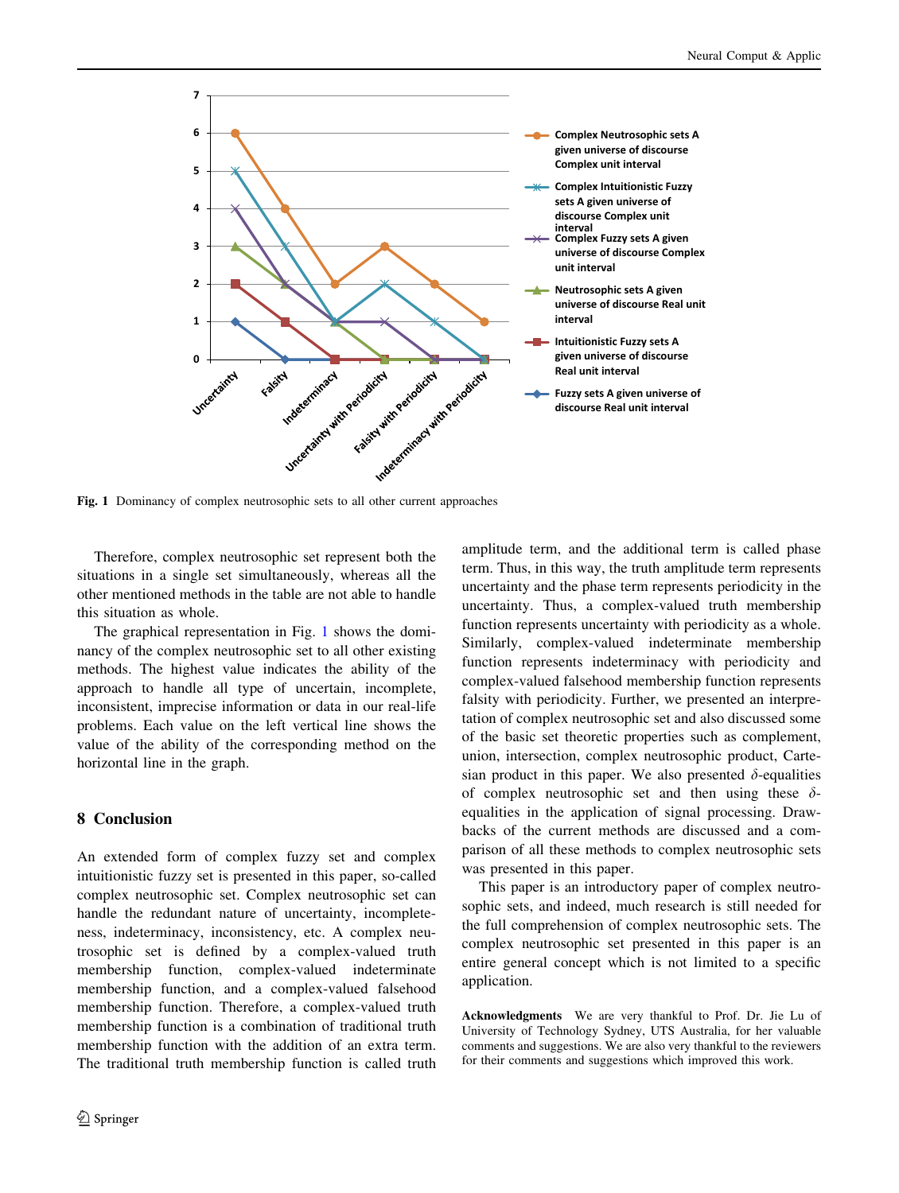Fig. 1 Dominancy of complex neutrosophic sets to all other current approaches

Therefore, complex neutrosophic set represent both the situations in a single set simultaneously, whereas all the other mentioned methods in the table are not able to handle this situation as whole.

The graphical representation in Fig. 1 shows the dominancy of the complex neutrosophic set to all other existing methods. The highest value indicates the ability of the approach to handle all type of uncertain, incomplete, inconsistent, imprecise information or data in our real-life problems. Each value on the left vertical line shows the value of the ability of the corresponding method on the horizontal line in the graph.

## 8 Conclusion

An extended form of complex fuzzy set and complex intuitionistic fuzzy set is presented in this paper, so-called complex neutrosophic set. Complex neutrosophic set can handle the redundant nature of uncertainty, incompleteness, indeterminacy, inconsistency, etc. A complex neutrosophic set is defined by a complex-valued truth membership function, complex-valued indeterminate membership function, and a complex-valued falsehood membership function. Therefore, a complex-valued truth membership function is a combination of traditional truth membership function with the addition of an extra term. The traditional truth membership function is called truth amplitude term, and the additional term is called phase term. Thus, in this way, the truth amplitude term represents uncertainty and the phase term represents periodicity in the uncertainty. Thus, a complex-valued truth membership function represents uncertainty with periodicity as a whole. Similarly, complex-valued indeterminate membership function represents indeterminacy with periodicity and complex-valued falsehood membership function represents falsity with periodicity. Further, we presented an interpretation of complex neutrosophic set and also discussed some of the basic set theoretic properties such as complement, union, intersection, complex neutrosophic product, Cartesian product in this paper. We also presented $\delta$-equalities of complex neutrosophic set and then using these $\delta$-equalities in the application of signal processing. Drawbacks of the current methods are discussed and a comparison of all these methods to complex neutrosophic sets was presented in this paper.

This paper is an introductory paper of complex neutrosophic sets, and indeed, much research is still needed for the full comprehension of complex neutrosophic sets. The complex neutrosophic set presented in this paper is an entire general concept which is not limited to a specific application.

**Acknowledgments** We are very thankful to Prof. Dr. Jie Lu of University of Technology Sydney, UTS Australia, for her valuable comments and suggestions. We are also very thankful to the reviewers for their comments and suggestions which improved this work.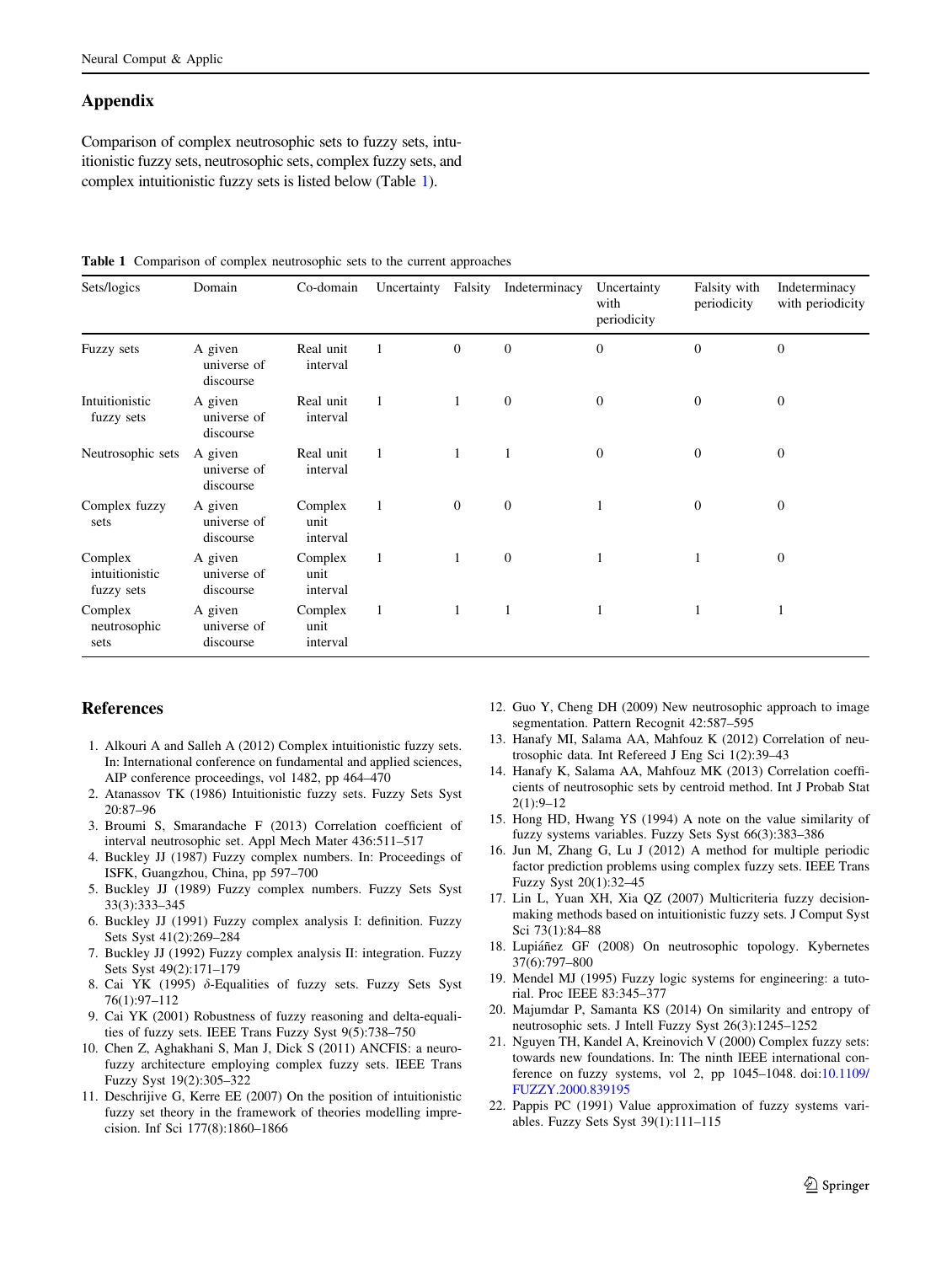## Appendix

Comparison of complex neutrosophic sets to fuzzy sets, intuitionistic fuzzy sets, neutrosophic sets, complex fuzzy sets, and complex intuitionistic fuzzy sets is listed below (Table 1).

**Table 1** Comparison of complex neutrosophic sets to the current approaches

| Sets/logics | Domain | Co-domain | Uncertainty | Falsity | Indeterminacy | Uncertainty with periodicity | Falsity with periodicity | Indeterminacy with periodicity |
|---|---|---|---|---|---|---|---|---|
| Fuzzy sets | A given universe of discourse | Real unit interval | 1 | 0 | 0 | 0 | 0 | 0 |
| Intuitionistic fuzzy sets | A given universe of discourse | Real unit interval | 1 | 1 | 0 | 0 | 0 | 0 |
| Neutrosophic sets | A given universe of discourse | Real unit interval | 1 | 1 | 1 | 0 | 0 | 0 |
| Complex fuzzy sets | A given universe of discourse | Complex unit interval | 1 | 0 | 0 | 1 | 0 | 0 |
| Complex intuitionistic fuzzy sets | A given universe of discourse | Complex unit interval | 1 | 1 | 0 | 1 | 1 | 0 |
| Complex neutrosophic sets | A given universe of discourse | Complex unit interval | 1 | 1 | 1 | 1 | 1 | 1 |

## References

1. Alkouri A and Salleh A (2012) Complex intuitionistic fuzzy sets. In: International conference on fundamental and applied sciences, AIP conference proceedings, vol 1482, pp 464–470
2. Atanassov TK (1986) Intuitionistic fuzzy sets. Fuzzy Sets Syst 20:87–96
3. Broumi S, Smarandache F (2013) Correlation coefficient of interval neutrosophic set. Appl Mech Mater 436:511–517
4. Buckley JJ (1987) Fuzzy complex numbers. In: Proceedings of ISFK, Guangzhou, China, pp 597–700
5. Buckley JJ (1989) Fuzzy complex numbers. Fuzzy Sets Syst 33(3):333–345
6. Buckley JJ (1991) Fuzzy complex analysis I: definition. Fuzzy Sets Syst 41(2):269–284
7. Buckley JJ (1992) Fuzzy complex analysis II: integration. Fuzzy Sets Syst 49(2):171–179
8. Cai YK (1995) $\delta$-Equalities of fuzzy sets. Fuzzy Sets Syst 76(1):97–112
9. Cai YK (2001) Robustness of fuzzy reasoning and delta-equalities of fuzzy sets. IEEE Trans Fuzzy Syst 9(5):738–750
10. Chen Z, Aghakhani S, Man J, Dick S (2011) ANCFIS: a neuro-fuzzy architecture employing complex fuzzy sets. IEEE Trans Fuzzy Syst 19(2):305–322
11. Deschrijive G, Kerre EE (2007) On the position of intuitionistic fuzzy set theory in the framework of theories modelling imprecision. Inf Sci 177(8):1860–1866
12. Guo Y, Cheng DH (2009) New neutrosophic approach to image segmentation. Pattern Recognit 42:587–595
13. Hanafy MI, Salama AA, Mahfouz K (2012) Correlation of neutrosophic data. Int Refereed J Eng Sci 1(2):39–43
14. Hanafy K, Salama AA, Mahfouz MK (2013) Correlation coefficients of neutrosophic sets by centroid method. Int J Probab Stat 2(1):9–12
15. Hong HD, Hwang YS (1994) A note on the value similarity of fuzzy systems variables. Fuzzy Sets Syst 66(3):383–386
16. Jun M, Zhang G, Lu J (2012) A method for multiple periodic factor prediction problems using complex fuzzy sets. IEEE Trans Fuzzy Syst 20(1):32–45
17. Lin L, Yuan XH, Xia QZ (2007) Multicriteria fuzzy decision-making methods based on intuitionistic fuzzy sets. J Comput Syst Sci 73(1):84–88
18. Lupiáñez GF (2008) On neutrosophic topology. Kybernetes 37(6):797–800
19. Mendel MJ (1995) Fuzzy logic systems for engineering: a tutorial. Proc IEEE 83:345–377
20. Majumdar P, Samanta KS (2014) On similarity and entropy of neutrosophic sets. J Intell Fuzzy Syst 26(3):1245–1252
21. Nguyen TH, Kandel A, Kreinovich V (2000) Complex fuzzy sets: towards new foundations. In: The ninth IEEE international conference on fuzzy systems, vol 2, pp 1045–1048. doi:10.1109/FUZZY.2000.839195
22. Pappis PC (1991) Value approximation of fuzzy systems variables. Fuzzy Sets Syst 39(1):111–115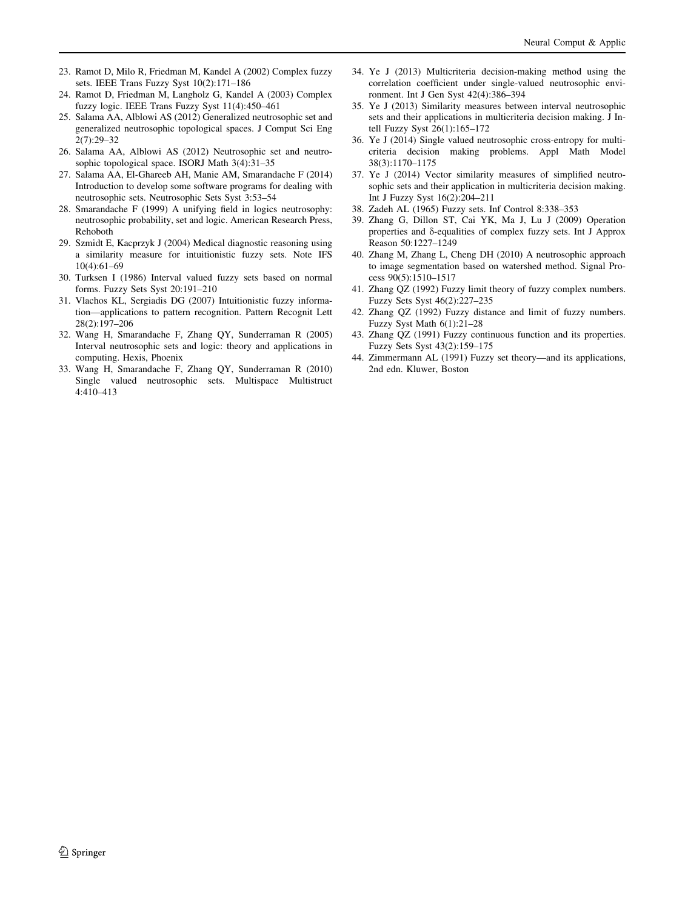23. Ramot D, Milo R, Friedman M, Kandel A (2002) Complex fuzzy sets. IEEE Trans Fuzzy Syst 10(2):171–186
24. Ramot D, Friedman M, Langholz G, Kandel A (2003) Complex fuzzy logic. IEEE Trans Fuzzy Syst 11(4):450–461
25. Salama AA, Alblowi AS (2012) Generalized neutrosophic set and generalized neutrosophic topological spaces. J Comput Sci Eng 2(7):29–32
26. Salama AA, Alblowi AS (2012) Neutrosophic set and neutrosophic topological space. ISORJ Math 3(4):31–35
27. Salama AA, El-Ghareeb AH, Manie AM, Smarandache F (2014) Introduction to develop some software programs for dealing with neutrosophic sets. Neutrosophic Sets Syst 3:53–54
28. Smarandache F (1999) A unifying field in logics neutrosophy: neutrosophic probability, set and logic. American Research Press, Rehoboth
29. Szmidt E, Kacprzyk J (2004) Medical diagnostic reasoning using a similarity measure for intuitionistic fuzzy sets. Note IFS 10(4):61–69
30. Turksen I (1986) Interval valued fuzzy sets based on normal forms. Fuzzy Sets Syst 20:191–210
31. Vlachos KL, Sergiadis DG (2007) Intuitionistic fuzzy information—applications to pattern recognition. Pattern Recognit Lett 28(2):197–206
32. Wang H, Smarandache F, Zhang QY, Sunderraman R (2005) Interval neutrosophic sets and logic: theory and applications in computing. Hexis, Phoenix
33. Wang H, Smarandache F, Zhang QY, Sunderraman R (2010) Single valued neutrosophic sets. Multispace Multistruct 4:410–413
34. Ye J (2013) Multicriteria decision-making method using the correlation coefficient under single-valued neutrosophic environment. Int J Gen Syst 42(4):386–394
35. Ye J (2013) Similarity measures between interval neutrosophic sets and their applications in multicriteria decision making. J Intell Fuzzy Syst 26(1):165–172
36. Ye J (2014) Single valued neutrosophic cross-entropy for multicriteria decision making problems. Appl Math Model 38(3):1170–1175
37. Ye J (2014) Vector similarity measures of simplified neutrosophic sets and their application in multicriteria decision making. Int J Fuzzy Syst 16(2):204–211
38. Zadeh AL (1965) Fuzzy sets. Inf Control 8:338–353
39. Zhang G, Dillon ST, Cai YK, Ma J, Lu J (2009) Operation properties and δ-equalities of complex fuzzy sets. Int J Approx Reason 50:1227–1249
40. Zhang M, Zhang L, Cheng DH (2010) A neutrosophic approach to image segmentation based on watershed method. Signal Process 90(5):1510–1517
41. Zhang QZ (1992) Fuzzy limit theory of fuzzy complex numbers. Fuzzy Sets Syst 46(2):227–235
42. Zhang QZ (1992) Fuzzy distance and limit of fuzzy numbers. Fuzzy Syst Math 6(1):21–28
43. Zhang QZ (1991) Fuzzy continuous function and its properties. Fuzzy Sets Syst 43(2):159–175
44. Zimmermann AL (1991) Fuzzy set theory—and its applications, 2nd edn. Kluwer, Boston